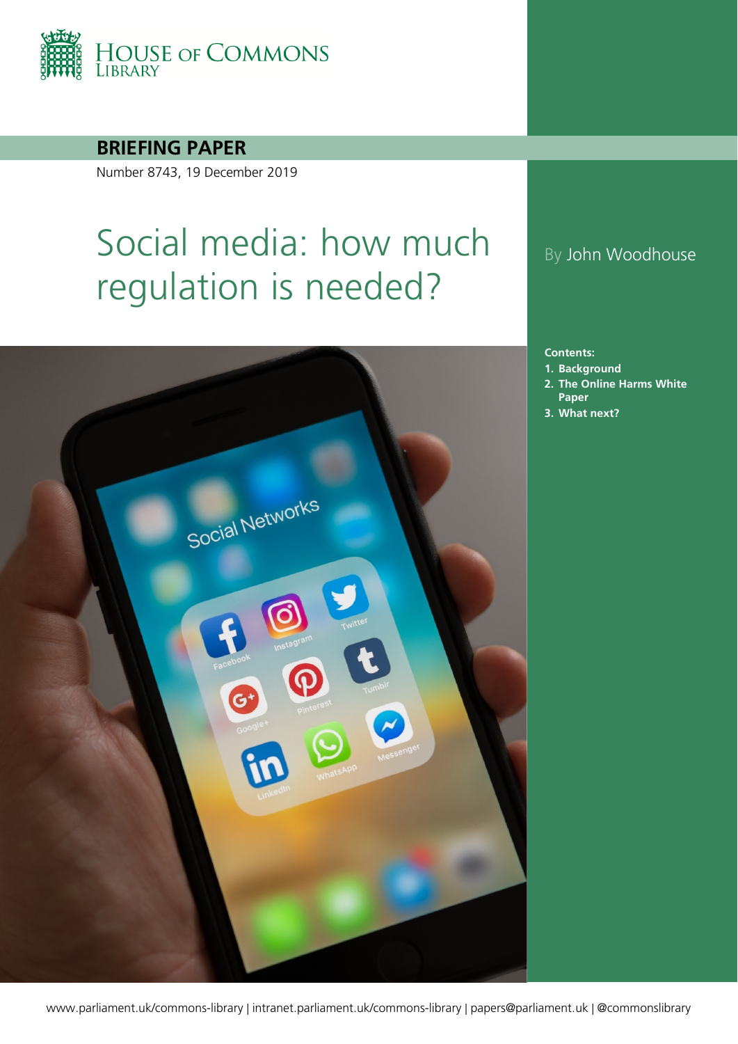HOUSE OF COMMONS LIBRARY

**BRIEFING PAPER**

Number 8743, 19 December 2019

# Social media: how much regulation is needed?

By John Woodhouse

**Contents:**

1. **Background**
2. **The Online Harms White Paper**
3. **What next?**

www.parliament.uk/commons-library | intranet.parliament.uk/commons-library | papers@parliament.uk | @commonslibrary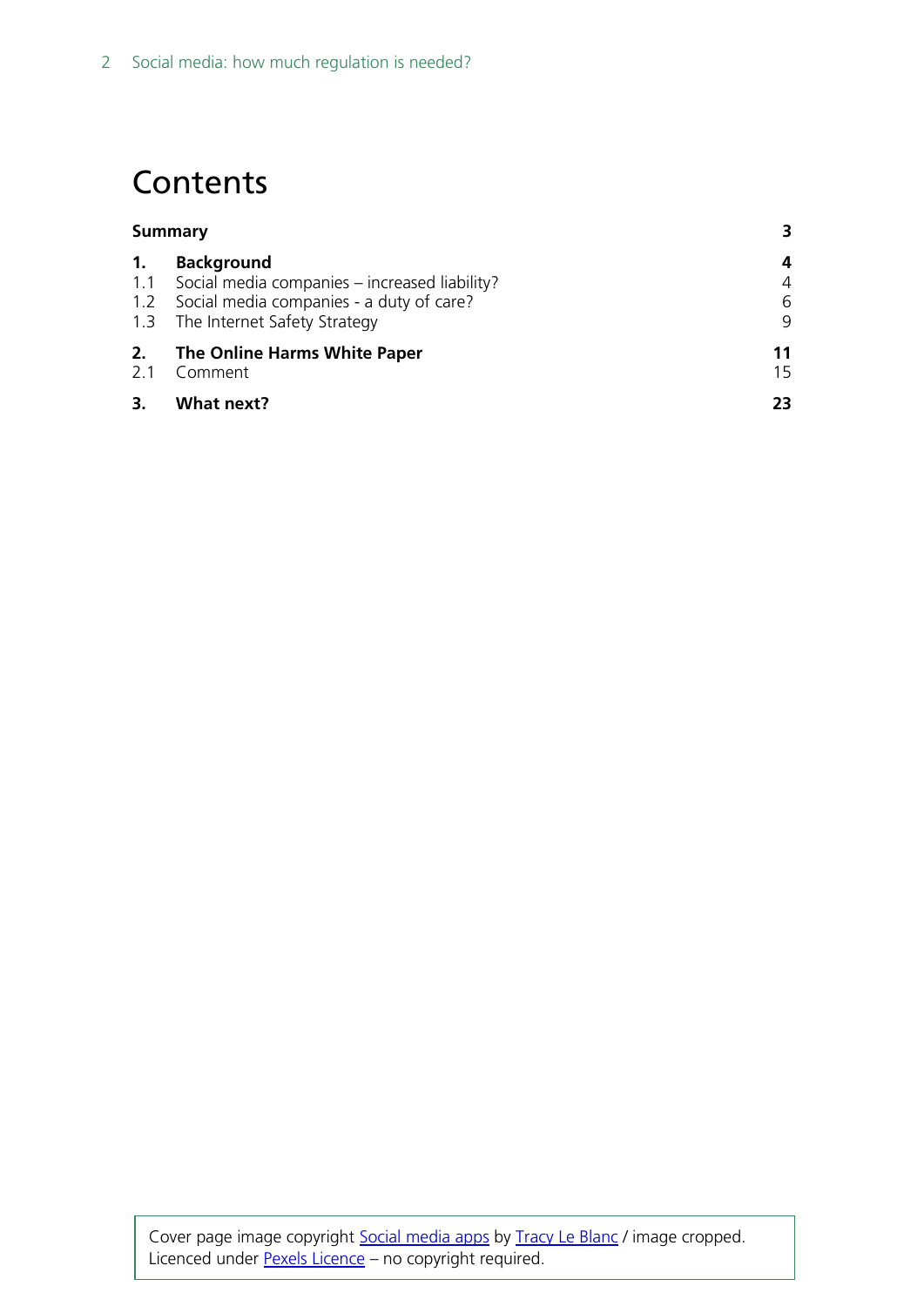# Contents

| | | |
|---|---|---|
| **Summary** | | **3** |
| **1.** | **Background** | **4** |
| 1.1 | Social media companies – increased liability? | 4 |
| 1.2 | Social media companies - a duty of care? | 6 |
| 1.3 | The Internet Safety Strategy | 9 |
| **2.** | **The Online Harms White Paper** | **11** |
| 2.1 | Comment | 15 |
| **3.** | **What next?** | **23** |

Cover page image copyright Social media apps by Tracy Le Blanc / image cropped. Licenced under Pexels Licence – no copyright required.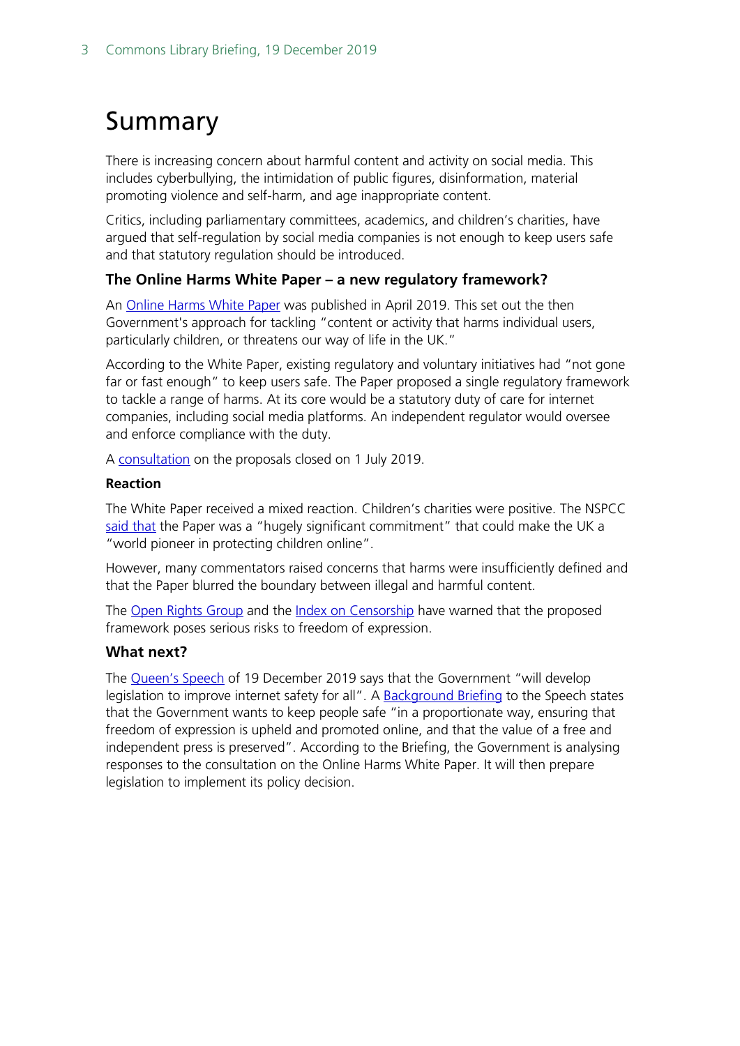# Summary

There is increasing concern about harmful content and activity on social media. This includes cyberbullying, the intimidation of public figures, disinformation, material promoting violence and self-harm, and age inappropriate content.

Critics, including parliamentary committees, academics, and children's charities, have argued that self-regulation by social media companies is not enough to keep users safe and that statutory regulation should be introduced.

### The Online Harms White Paper – a new regulatory framework?

An Online Harms White Paper was published in April 2019. This set out the then Government's approach for tackling "content or activity that harms individual users, particularly children, or threatens our way of life in the UK."

According to the White Paper, existing regulatory and voluntary initiatives had "not gone far or fast enough" to keep users safe. The Paper proposed a single regulatory framework to tackle a range of harms. At its core would be a statutory duty of care for internet companies, including social media platforms. An independent regulator would oversee and enforce compliance with the duty.

A consultation on the proposals closed on 1 July 2019.

#### Reaction

The White Paper received a mixed reaction. Children's charities were positive. The NSPCC said that the Paper was a "hugely significant commitment" that could make the UK a "world pioneer in protecting children online".

However, many commentators raised concerns that harms were insufficiently defined and that the Paper blurred the boundary between illegal and harmful content.

The Open Rights Group and the Index on Censorship have warned that the proposed framework poses serious risks to freedom of expression.

### What next?

The Queen's Speech of 19 December 2019 says that the Government "will develop legislation to improve internet safety for all". A Background Briefing to the Speech states that the Government wants to keep people safe "in a proportionate way, ensuring that freedom of expression is upheld and promoted online, and that the value of a free and independent press is preserved". According to the Briefing, the Government is analysing responses to the consultation on the Online Harms White Paper. It will then prepare legislation to implement its policy decision.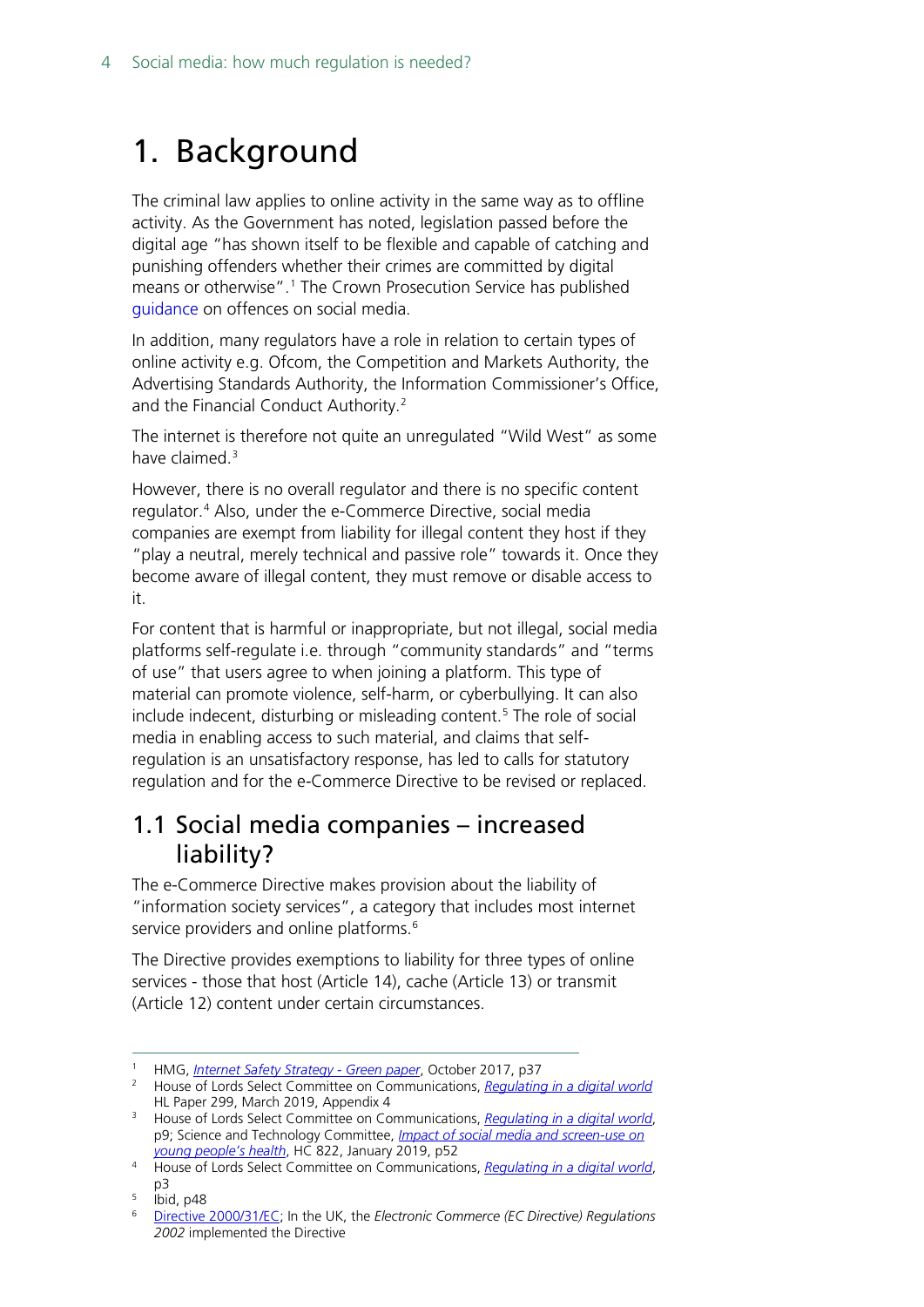# 1. Background

The criminal law applies to online activity in the same way as to offline activity. As the Government has noted, legislation passed before the digital age "has shown itself to be flexible and capable of catching and punishing offenders whether their crimes are committed by digital means or otherwise".[1] The Crown Prosecution Service has published guidance on offences on social media.

In addition, many regulators have a role in relation to certain types of online activity e.g. Ofcom, the Competition and Markets Authority, the Advertising Standards Authority, the Information Commissioner's Office, and the Financial Conduct Authority.[2]

The internet is therefore not quite an unregulated "Wild West" as some have claimed.[3]

However, there is no overall regulator and there is no specific content regulator.[4] Also, under the e-Commerce Directive, social media companies are exempt from liability for illegal content they host if they "play a neutral, merely technical and passive role" towards it. Once they become aware of illegal content, they must remove or disable access to it.

For content that is harmful or inappropriate, but not illegal, social media platforms self-regulate i.e. through "community standards" and "terms of use" that users agree to when joining a platform. This type of material can promote violence, self-harm, or cyberbullying. It can also include indecent, disturbing or misleading content.[5] The role of social media in enabling access to such material, and claims that self-regulation is an unsatisfactory response, has led to calls for statutory regulation and for the e-Commerce Directive to be revised or replaced.

## 1.1 Social media companies – increased liability?

The e-Commerce Directive makes provision about the liability of "information society services", a category that includes most internet service providers and online platforms.[6]

The Directive provides exemptions to liability for three types of online services - those that host (Article 14), cache (Article 13) or transmit (Article 12) content under certain circumstances.

---

[1] HMG, *Internet Safety Strategy - Green paper*, October 2017, p37

[2] House of Lords Select Committee on Communications, *Regulating in a digital world* HL Paper 299, March 2019, Appendix 4

[3] House of Lords Select Committee on Communications, *Regulating in a digital world*, p9; Science and Technology Committee, *Impact of social media and screen-use on young people's health*, HC 822, January 2019, p52

[4] House of Lords Select Committee on Communications, *Regulating in a digital world*, p3

[5] Ibid, p48

[6] Directive 2000/31/EC; In the UK, the *Electronic Commerce (EC Directive) Regulations 2002* implemented the Directive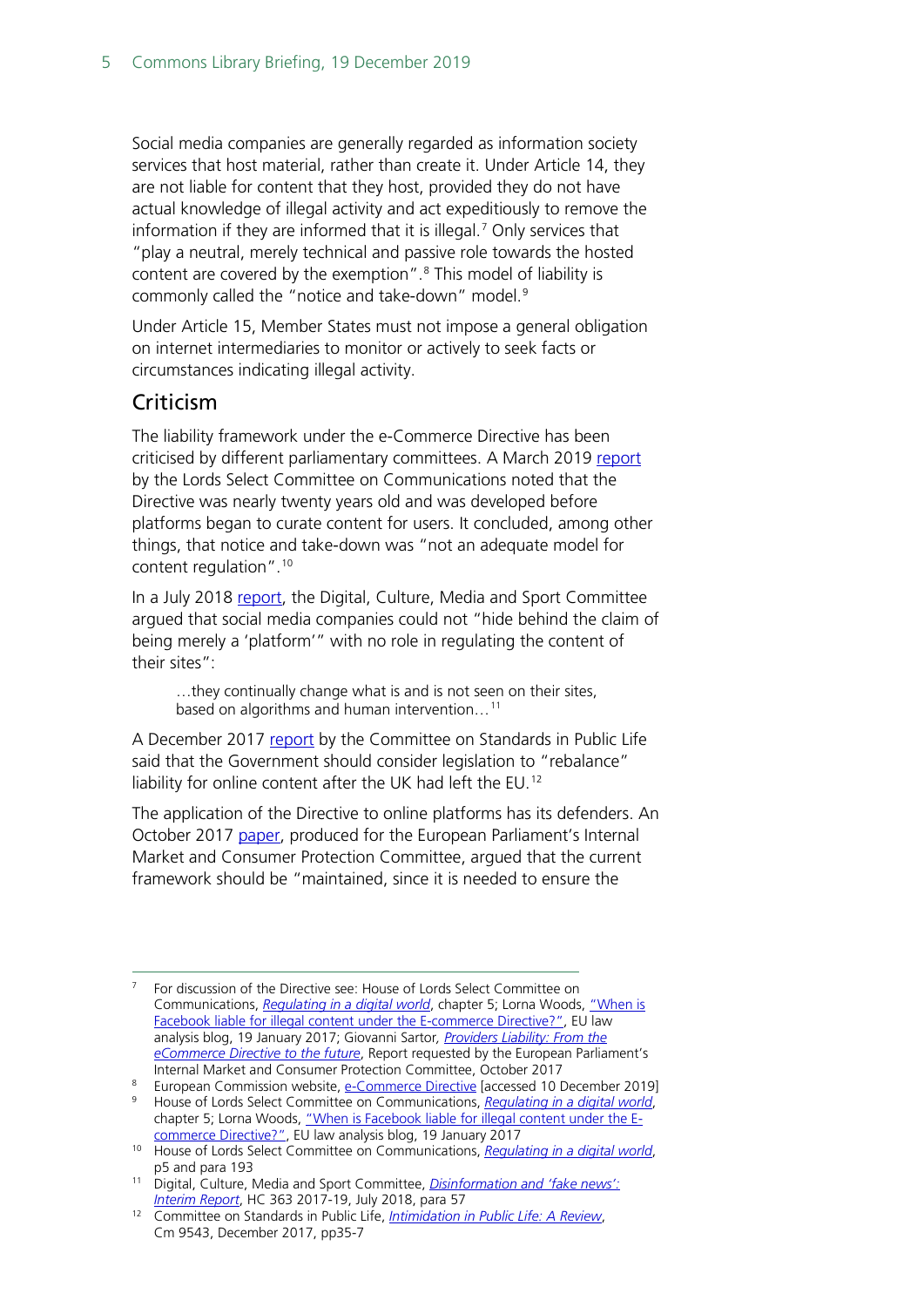Social media companies are generally regarded as information society services that host material, rather than create it. Under Article 14, they are not liable for content that they host, provided they do not have actual knowledge of illegal activity and act expeditiously to remove the information if they are informed that it is illegal.[7] Only services that "play a neutral, merely technical and passive role towards the hosted content are covered by the exemption".[8] This model of liability is commonly called the "notice and take-down" model.[9]

Under Article 15, Member States must not impose a general obligation on internet intermediaries to monitor or actively to seek facts or circumstances indicating illegal activity.

## Criticism

The liability framework under the e-Commerce Directive has been criticised by different parliamentary committees. A March 2019 report by the Lords Select Committee on Communications noted that the Directive was nearly twenty years old and was developed before platforms began to curate content for users. It concluded, among other things, that notice and take-down was "not an adequate model for content regulation".[10]

In a July 2018 report, the Digital, Culture, Media and Sport Committee argued that social media companies could not "hide behind the claim of being merely a 'platform'" with no role in regulating the content of their sites":

> …they continually change what is and is not seen on their sites, based on algorithms and human intervention…[11]

A December 2017 report by the Committee on Standards in Public Life said that the Government should consider legislation to "rebalance" liability for online content after the UK had left the EU.[12]

The application of the Directive to online platforms has its defenders. An October 2017 paper, produced for the European Parliament's Internal Market and Consumer Protection Committee, argued that the current framework should be "maintained, since it is needed to ensure the

---

[7] For discussion of the Directive see: House of Lords Select Committee on Communications, *Regulating in a digital world*, chapter 5; Lorna Woods, "When is Facebook liable for illegal content under the E-commerce Directive?", EU law analysis blog, 19 January 2017; Giovanni Sartor, *Providers Liability: From the eCommerce Directive to the future*, Report requested by the European Parliament's Internal Market and Consumer Protection Committee, October 2017

[8] European Commission website, e-Commerce Directive [accessed 10 December 2019]

[9] House of Lords Select Committee on Communications, *Regulating in a digital world*, chapter 5; Lorna Woods, "When is Facebook liable for illegal content under the E-commerce Directive?", EU law analysis blog, 19 January 2017

[10] House of Lords Select Committee on Communications, *Regulating in a digital world*, p5 and para 193

[11] Digital, Culture, Media and Sport Committee, *Disinformation and 'fake news': Interim Report*, HC 363 2017-19, July 2018, para 57

[12] Committee on Standards in Public Life, *Intimidation in Public Life: A Review*, Cm 9543, December 2017, pp35-7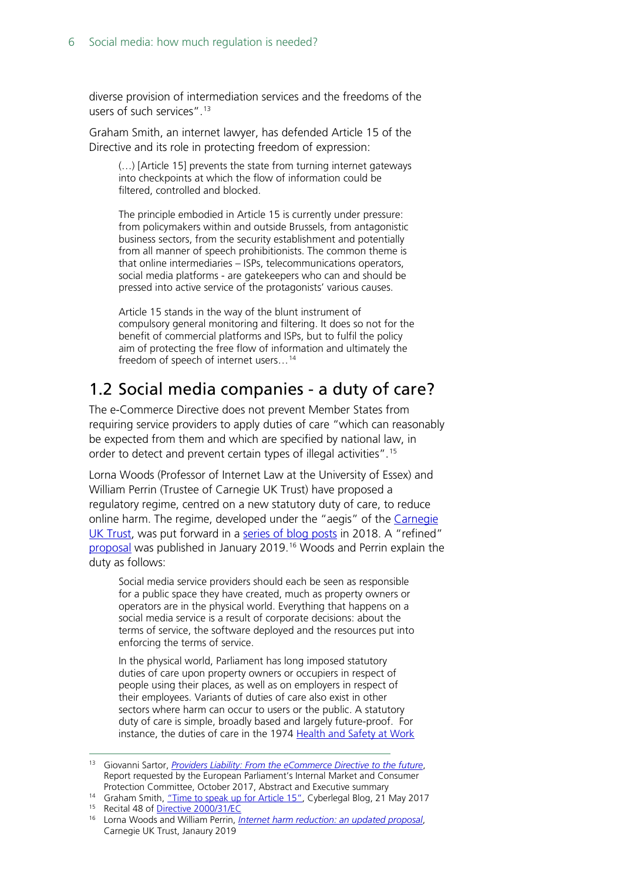diverse provision of intermediation services and the freedoms of the users of such services".[13]

Graham Smith, an internet lawyer, has defended Article 15 of the Directive and its role in protecting freedom of expression:

> (…) [Article 15] prevents the state from turning internet gateways into checkpoints at which the flow of information could be filtered, controlled and blocked.
>
> The principle embodied in Article 15 is currently under pressure: from policymakers within and outside Brussels, from antagonistic business sectors, from the security establishment and potentially from all manner of speech prohibitionists. The common theme is that online intermediaries – ISPs, telecommunications operators, social media platforms - are gatekeepers who can and should be pressed into active service of the protagonists' various causes.
>
> Article 15 stands in the way of the blunt instrument of compulsory general monitoring and filtering. It does so not for the benefit of commercial platforms and ISPs, but to fulfil the policy aim of protecting the free flow of information and ultimately the freedom of speech of internet users…[14]

## 1.2 Social media companies - a duty of care?

The e-Commerce Directive does not prevent Member States from requiring service providers to apply duties of care "which can reasonably be expected from them and which are specified by national law, in order to detect and prevent certain types of illegal activities".[15]

Lorna Woods (Professor of Internet Law at the University of Essex) and William Perrin (Trustee of Carnegie UK Trust) have proposed a regulatory regime, centred on a new statutory duty of care, to reduce online harm. The regime, developed under the "aegis" of the Carnegie UK Trust, was put forward in a series of blog posts in 2018. A "refined" proposal was published in January 2019.[16] Woods and Perrin explain the duty as follows:

> Social media service providers should each be seen as responsible for a public space they have created, much as property owners or operators are in the physical world. Everything that happens on a social media service is a result of corporate decisions: about the terms of service, the software deployed and the resources put into enforcing the terms of service.
>
> In the physical world, Parliament has long imposed statutory duties of care upon property owners or occupiers in respect of people using their places, as well as on employers in respect of their employees. Variants of duties of care also exist in other sectors where harm can occur to users or the public. A statutory duty of care is simple, broadly based and largely future-proof. For instance, the duties of care in the 1974 Health and Safety at Work

---

[13] Giovanni Sartor, *Providers Liability: From the eCommerce Directive to the future*, Report requested by the European Parliament's Internal Market and Consumer Protection Committee, October 2017, Abstract and Executive summary

[14] Graham Smith, "Time to speak up for Article 15", Cyberlegal Blog, 21 May 2017

[15] Recital 48 of Directive 2000/31/EC

[16] Lorna Woods and William Perrin, *Internet harm reduction: an updated proposal*, Carnegie UK Trust, Janaury 2019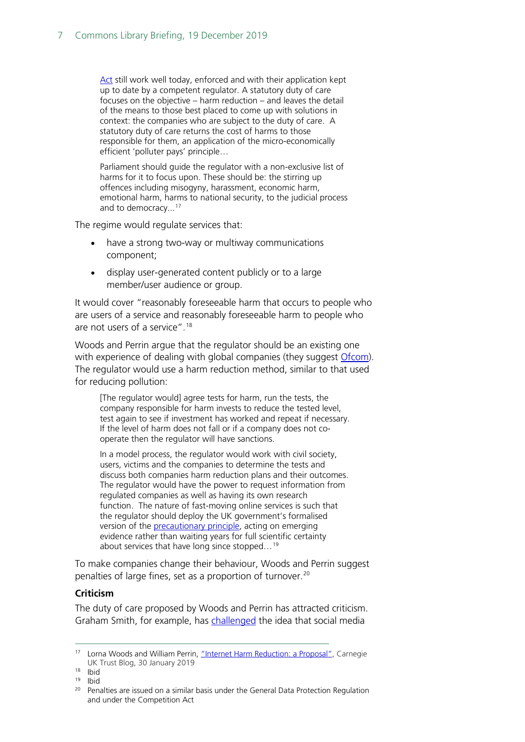Act still work well today, enforced and with their application kept up to date by a competent regulator. A statutory duty of care focuses on the objective – harm reduction – and leaves the detail of the means to those best placed to come up with solutions in context: the companies who are subject to the duty of care. A statutory duty of care returns the cost of harms to those responsible for them, an application of the micro-economically efficient 'polluter pays' principle…

> Parliament should guide the regulator with a non-exclusive list of harms for it to focus upon. These should be: the stirring up offences including misogyny, harassment, economic harm, emotional harm, harms to national security, to the judicial process and to democracy...[17]

The regime would regulate services that:

- have a strong two-way or multiway communications component;
- display user-generated content publicly or to a large member/user audience or group.

It would cover "reasonably foreseeable harm that occurs to people who are users of a service and reasonably foreseeable harm to people who are not users of a service".[18]

Woods and Perrin argue that the regulator should be an existing one with experience of dealing with global companies (they suggest Ofcom). The regulator would use a harm reduction method, similar to that used for reducing pollution:

> [The regulator would] agree tests for harm, run the tests, the company responsible for harm invests to reduce the tested level, test again to see if investment has worked and repeat if necessary. If the level of harm does not fall or if a company does not co-operate then the regulator will have sanctions.
>
> In a model process, the regulator would work with civil society, users, victims and the companies to determine the tests and discuss both companies harm reduction plans and their outcomes. The regulator would have the power to request information from regulated companies as well as having its own research function. The nature of fast-moving online services is such that the regulator should deploy the UK government's formalised version of the precautionary principle, acting on emerging evidence rather than waiting years for full scientific certainty about services that have long since stopped…[19]

To make companies change their behaviour, Woods and Perrin suggest penalties of large fines, set as a proportion of turnover.[20]

**Criticism**

The duty of care proposed by Woods and Perrin has attracted criticism. Graham Smith, for example, has challenged the idea that social media

---

[17] Lorna Woods and William Perrin, "Internet Harm Reduction: a Proposal", Carnegie UK Trust Blog, 30 January 2019

[18] Ibid

[19] Ibid

[20] Penalties are issued on a similar basis under the General Data Protection Regulation and under the Competition Act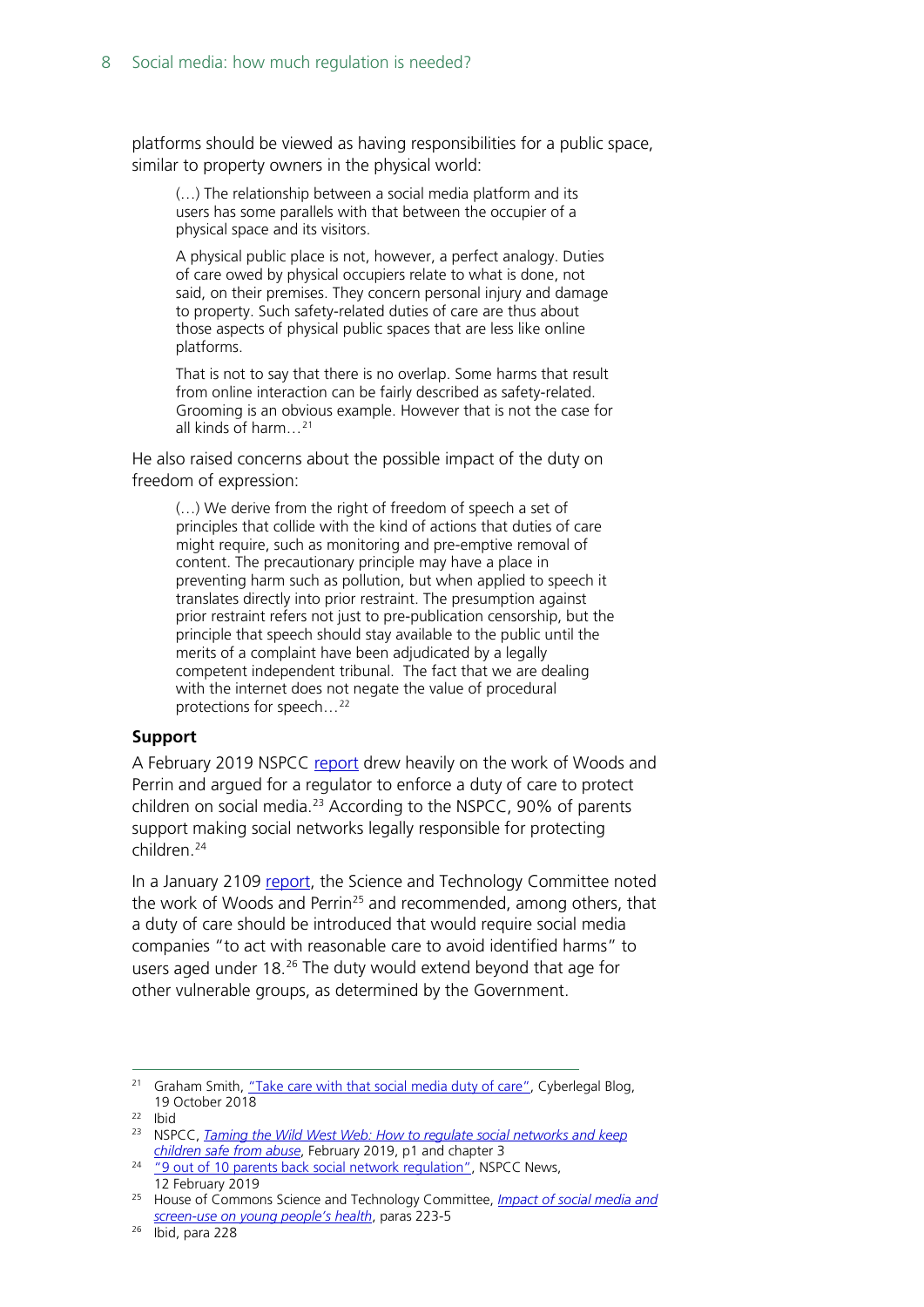platforms should be viewed as having responsibilities for a public space, similar to property owners in the physical world:

> (…) The relationship between a social media platform and its users has some parallels with that between the occupier of a physical space and its visitors.
>
> A physical public place is not, however, a perfect analogy. Duties of care owed by physical occupiers relate to what is done, not said, on their premises. They concern personal injury and damage to property. Such safety-related duties of care are thus about those aspects of physical public spaces that are less like online platforms.
>
> That is not to say that there is no overlap. Some harms that result from online interaction can be fairly described as safety-related. Grooming is an obvious example. However that is not the case for all kinds of harm…[21]

He also raised concerns about the possible impact of the duty on freedom of expression:

> (…) We derive from the right of freedom of speech a set of principles that collide with the kind of actions that duties of care might require, such as monitoring and pre-emptive removal of content. The precautionary principle may have a place in preventing harm such as pollution, but when applied to speech it translates directly into prior restraint. The presumption against prior restraint refers not just to pre-publication censorship, but the principle that speech should stay available to the public until the merits of a complaint have been adjudicated by a legally competent independent tribunal. The fact that we are dealing with the internet does not negate the value of procedural protections for speech…[22]

**Support**

A February 2019 NSPCC report drew heavily on the work of Woods and Perrin and argued for a regulator to enforce a duty of care to protect children on social media.[23] According to the NSPCC, 90% of parents support making social networks legally responsible for protecting children.[24]

In a January 2109 report, the Science and Technology Committee noted the work of Woods and Perrin[25] and recommended, among others, that a duty of care should be introduced that would require social media companies "to act with reasonable care to avoid identified harms" to users aged under 18.[26] The duty would extend beyond that age for other vulnerable groups, as determined by the Government.

---

[21] Graham Smith, "Take care with that social media duty of care", Cyberlegal Blog, 19 October 2018

[22] Ibid

[23] NSPCC, *Taming the Wild West Web: How to regulate social networks and keep children safe from abuse*, February 2019, p1 and chapter 3

[24] "9 out of 10 parents back social network regulation", NSPCC News, 12 February 2019

[25] House of Commons Science and Technology Committee, *Impact of social media and screen-use on young people's health*, paras 223-5

[26] Ibid, para 228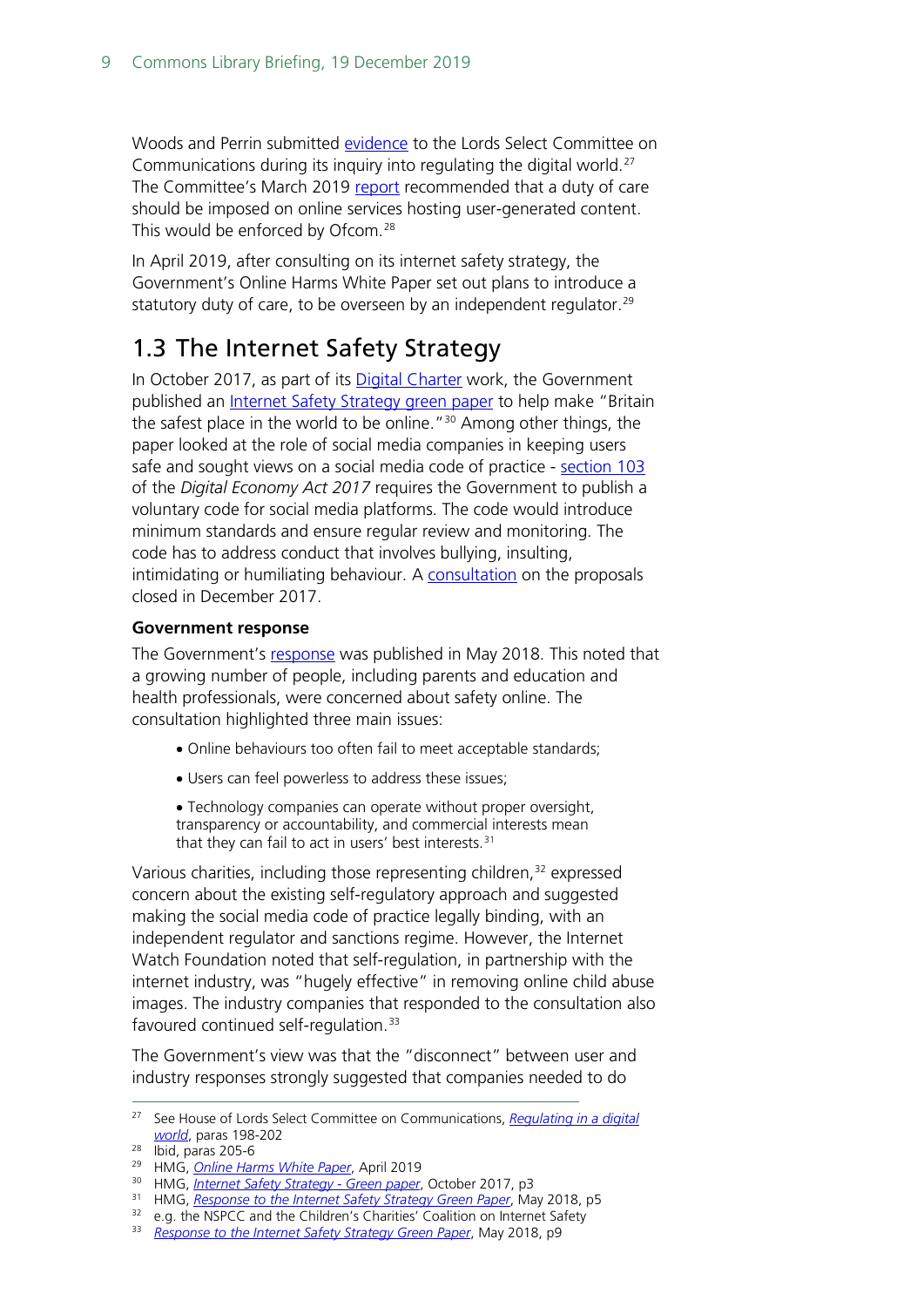Woods and Perrin submitted evidence to the Lords Select Committee on Communications during its inquiry into regulating the digital world.[27] The Committee's March 2019 report recommended that a duty of care should be imposed on online services hosting user-generated content. This would be enforced by Ofcom.[28]

In April 2019, after consulting on its internet safety strategy, the Government's Online Harms White Paper set out plans to introduce a statutory duty of care, to be overseen by an independent regulator.[29]

## 1.3 The Internet Safety Strategy

In October 2017, as part of its Digital Charter work, the Government published an Internet Safety Strategy green paper to help make "Britain the safest place in the world to be online."[30] Among other things, the paper looked at the role of social media companies in keeping users safe and sought views on a social media code of practice - section 103 of the *Digital Economy Act 2017* requires the Government to publish a voluntary code for social media platforms. The code would introduce minimum standards and ensure regular review and monitoring. The code has to address conduct that involves bullying, insulting, intimidating or humiliating behaviour. A consultation on the proposals closed in December 2017.

**Government response**

The Government's response was published in May 2018. This noted that a growing number of people, including parents and education and health professionals, were concerned about safety online. The consultation highlighted three main issues:

- Online behaviours too often fail to meet acceptable standards;
- Users can feel powerless to address these issues;
- Technology companies can operate without proper oversight, transparency or accountability, and commercial interests mean that they can fail to act in users' best interests.[31]

Various charities, including those representing children,[32] expressed concern about the existing self-regulatory approach and suggested making the social media code of practice legally binding, with an independent regulator and sanctions regime. However, the Internet Watch Foundation noted that self-regulation, in partnership with the internet industry, was "hugely effective" in removing online child abuse images. The industry companies that responded to the consultation also favoured continued self-regulation.[33]

The Government's view was that the "disconnect" between user and industry responses strongly suggested that companies needed to do

---

[27] See House of Lords Select Committee on Communications, *Regulating in a digital world*, paras 198-202

[28] Ibid, paras 205-6

[29] HMG, *Online Harms White Paper*, April 2019

[30] HMG, *Internet Safety Strategy - Green paper*, October 2017, p3

[31] HMG, *Response to the Internet Safety Strategy Green Paper*, May 2018, p5

[32] e.g. the NSPCC and the Children's Charities' Coalition on Internet Safety

[33] *Response to the Internet Safety Strategy Green Paper*, May 2018, p9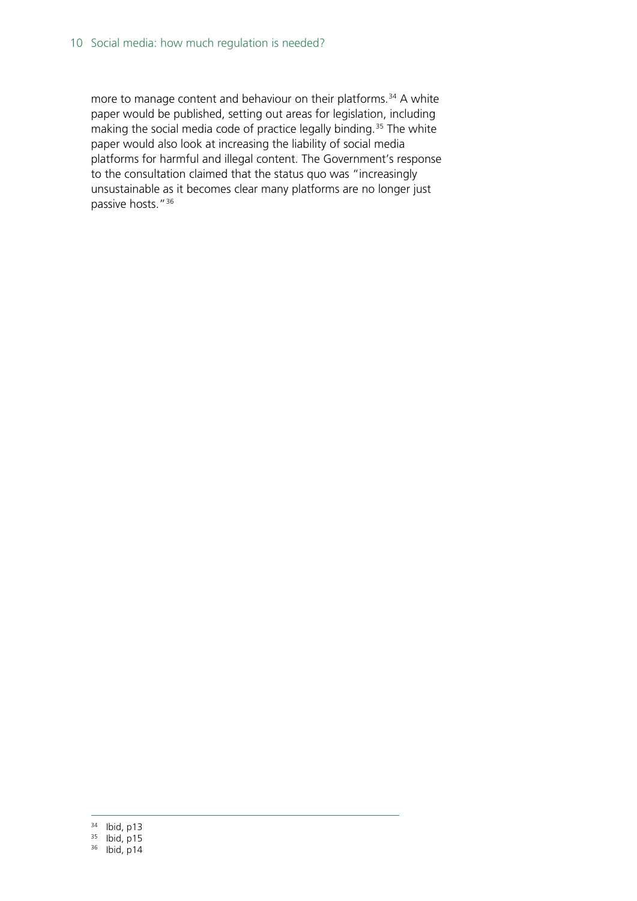more to manage content and behaviour on their platforms.[34] A white paper would be published, setting out areas for legislation, including making the social media code of practice legally binding.[35] The white paper would also look at increasing the liability of social media platforms for harmful and illegal content. The Government's response to the consultation claimed that the status quo was "increasingly unsustainable as it becomes clear many platforms are no longer just passive hosts."[36]

---

[34] Ibid, p13

[35] Ibid, p15

[36] Ibid, p14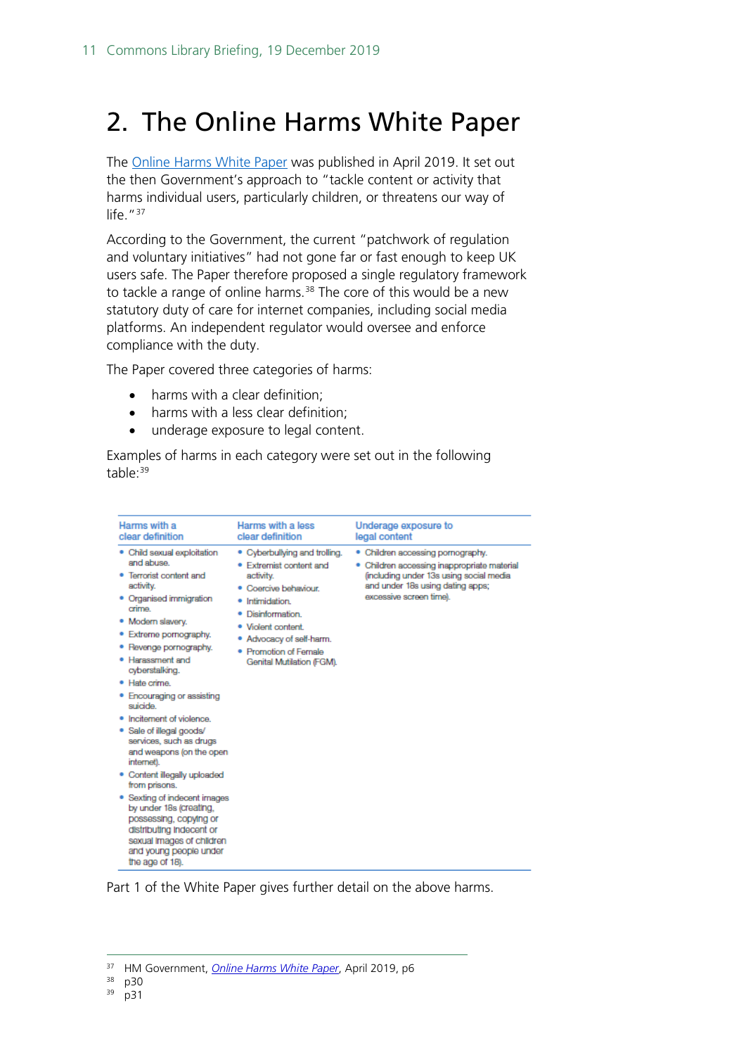# 2. The Online Harms White Paper

The Online Harms White Paper was published in April 2019. It set out the then Government's approach to "tackle content or activity that harms individual users, particularly children, or threatens our way of life."[37]

According to the Government, the current "patchwork of regulation and voluntary initiatives" had not gone far or fast enough to keep UK users safe. The Paper therefore proposed a single regulatory framework to tackle a range of online harms.[38] The core of this would be a new statutory duty of care for internet companies, including social media platforms. An independent regulator would oversee and enforce compliance with the duty.

The Paper covered three categories of harms:

- harms with a clear definition;
- harms with a less clear definition;
- underage exposure to legal content.

Examples of harms in each category were set out in the following table:[39]

| Harms with a clear definition | Harms with a less clear definition | Underage exposure to legal content |
|---|---|---|
| • Child sexual exploitation and abuse.<br>• Terrorist content and activity.<br>• Organised immigration crime.<br>• Modern slavery.<br>• Extreme pornography.<br>• Revenge pornography.<br>• Harassment and cyberstalking.<br>• Hate crime.<br>• Encouraging or assisting suicide.<br>• Incitement of violence.<br>• Sale of illegal goods/services, such as drugs and weapons (on the open internet).<br>• Content illegally uploaded from prisons.<br>• Sexting of indecent images by under 18s (creating, possessing, copying or distributing indecent or sexual images of children and young people under the age of 18). | • Cyberbullying and trolling.<br>• Extremist content and activity.<br>• Coercive behaviour.<br>• Intimidation.<br>• Disinformation.<br>• Violent content.<br>• Advocacy of self-harm.<br>• Promotion of Female Genital Mutilation (FGM). | • Children accessing pornography.<br>• Children accessing inappropriate material (including under 13s using social media and under 18s using dating apps; excessive screen time). |

Part 1 of the White Paper gives further detail on the above harms.

---

[37] HM Government, *Online Harms White Paper*, April 2019, p6

[38] p30

[39] p31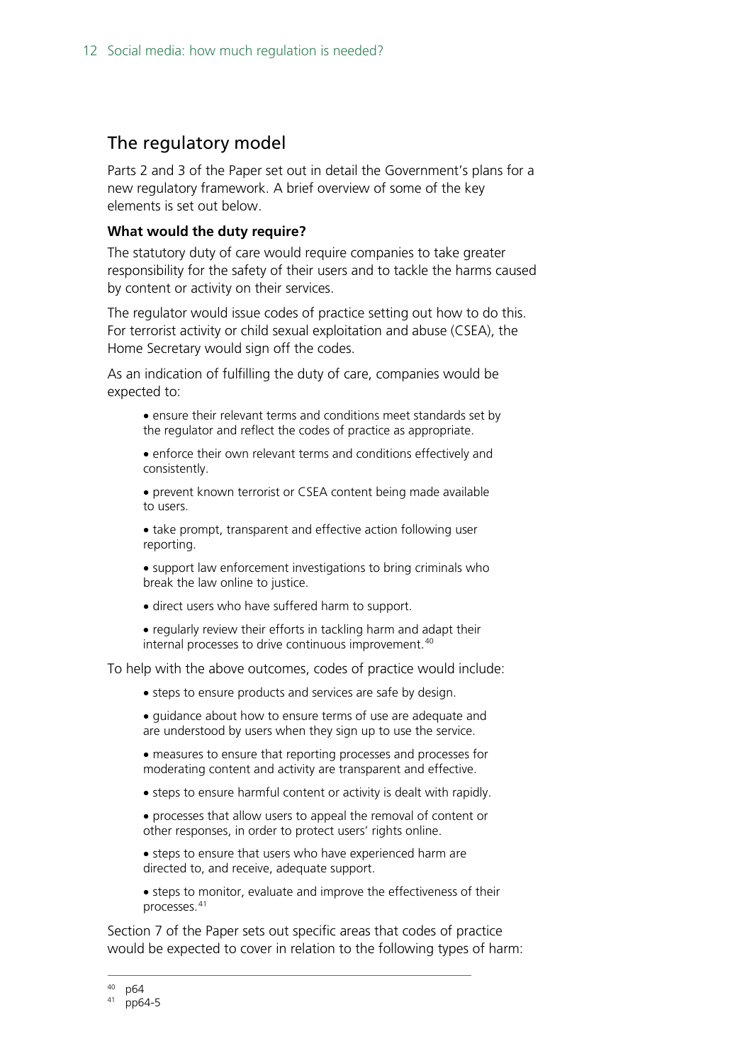## The regulatory model

Parts 2 and 3 of the Paper set out in detail the Government's plans for a new regulatory framework. A brief overview of some of the key elements is set out below.

**What would the duty require?**

The statutory duty of care would require companies to take greater responsibility for the safety of their users and to tackle the harms caused by content or activity on their services.

The regulator would issue codes of practice setting out how to do this. For terrorist activity or child sexual exploitation and abuse (CSEA), the Home Secretary would sign off the codes.

As an indication of fulfilling the duty of care, companies would be expected to:

- ensure their relevant terms and conditions meet standards set by the regulator and reflect the codes of practice as appropriate.
- enforce their own relevant terms and conditions effectively and consistently.
- prevent known terrorist or CSEA content being made available to users.
- take prompt, transparent and effective action following user reporting.
- support law enforcement investigations to bring criminals who break the law online to justice.
- direct users who have suffered harm to support.
- regularly review their efforts in tackling harm and adapt their internal processes to drive continuous improvement.[40]

To help with the above outcomes, codes of practice would include:

- steps to ensure products and services are safe by design.
- guidance about how to ensure terms of use are adequate and are understood by users when they sign up to use the service.
- measures to ensure that reporting processes and processes for moderating content and activity are transparent and effective.
- steps to ensure harmful content or activity is dealt with rapidly.
- processes that allow users to appeal the removal of content or other responses, in order to protect users' rights online.
- steps to ensure that users who have experienced harm are directed to, and receive, adequate support.
- steps to monitor, evaluate and improve the effectiveness of their processes.[41]

Section 7 of the Paper sets out specific areas that codes of practice would be expected to cover in relation to the following types of harm:

---

[40] p64

[41] pp64-5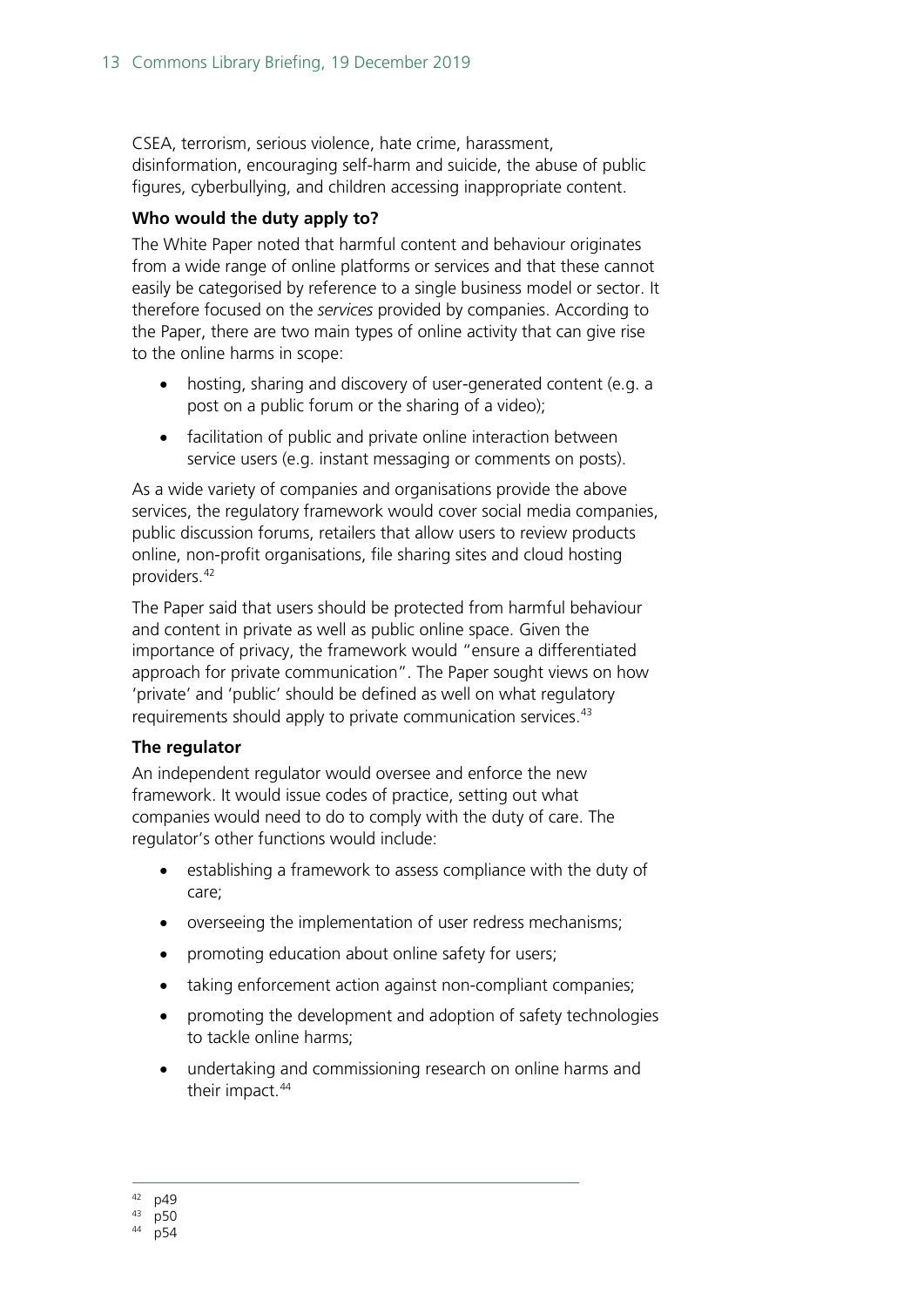CSEA, terrorism, serious violence, hate crime, harassment, disinformation, encouraging self-harm and suicide, the abuse of public figures, cyberbullying, and children accessing inappropriate content.

### Who would the duty apply to?

The White Paper noted that harmful content and behaviour originates from a wide range of online platforms or services and that these cannot easily be categorised by reference to a single business model or sector. It therefore focused on the *services* provided by companies. According to the Paper, there are two main types of online activity that can give rise to the online harms in scope:

- hosting, sharing and discovery of user-generated content (e.g. a post on a public forum or the sharing of a video);
- facilitation of public and private online interaction between service users (e.g. instant messaging or comments on posts).

As a wide variety of companies and organisations provide the above services, the regulatory framework would cover social media companies, public discussion forums, retailers that allow users to review products online, non-profit organisations, file sharing sites and cloud hosting providers.[42]

The Paper said that users should be protected from harmful behaviour and content in private as well as public online space. Given the importance of privacy, the framework would "ensure a differentiated approach for private communication". The Paper sought views on how 'private' and 'public' should be defined as well on what regulatory requirements should apply to private communication services.[43]

### The regulator

An independent regulator would oversee and enforce the new framework. It would issue codes of practice, setting out what companies would need to do to comply with the duty of care. The regulator's other functions would include:

- establishing a framework to assess compliance with the duty of care;
- overseeing the implementation of user redress mechanisms;
- promoting education about online safety for users;
- taking enforcement action against non-compliant companies;
- promoting the development and adoption of safety technologies to tackle online harms;
- undertaking and commissioning research on online harms and their impact.[44]

---

[42] p49
[43] p50
[44] p54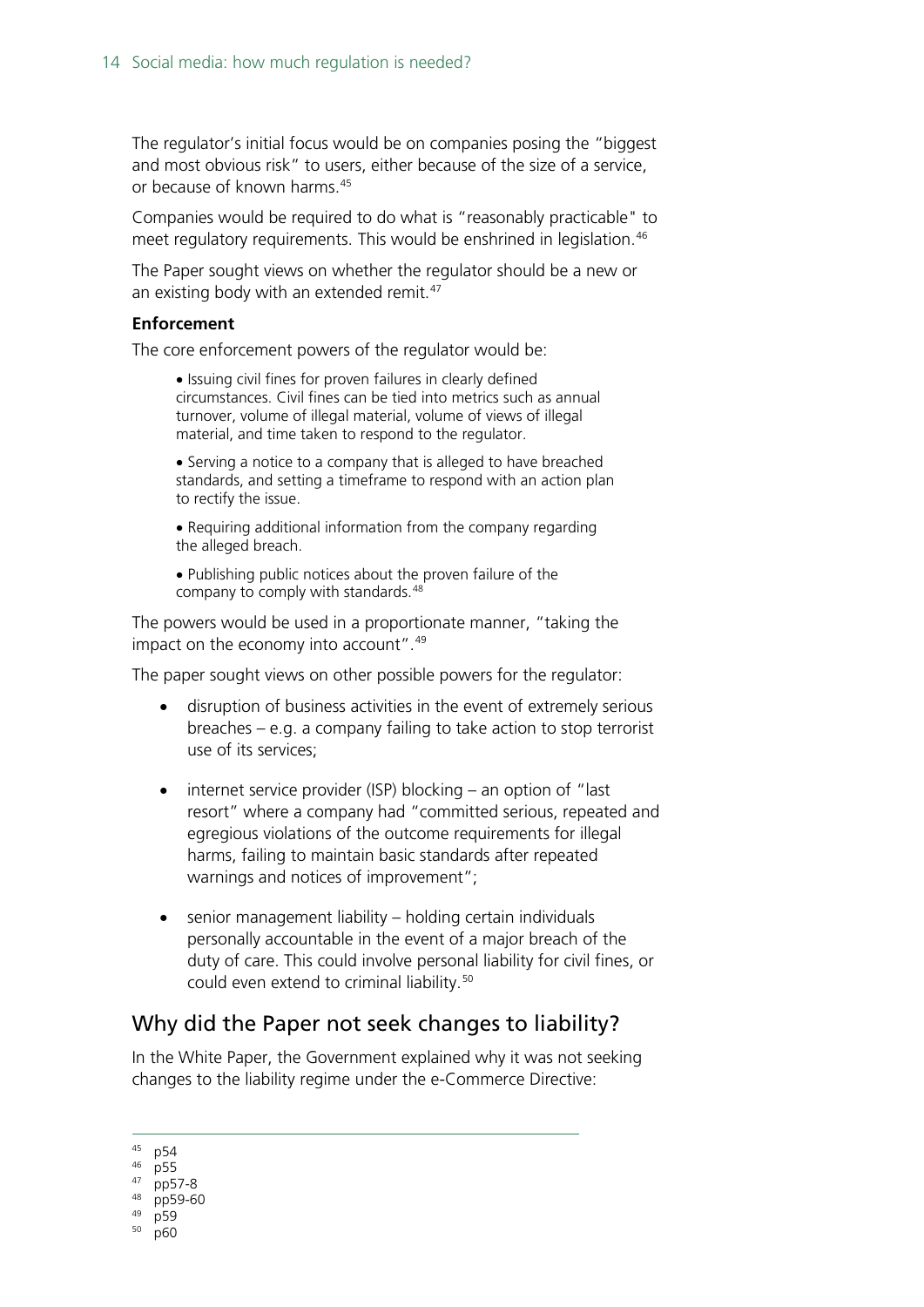The regulator's initial focus would be on companies posing the "biggest and most obvious risk" to users, either because of the size of a service, or because of known harms.[45]

Companies would be required to do what is "reasonably practicable" to meet regulatory requirements. This would be enshrined in legislation.[46]

The Paper sought views on whether the regulator should be a new or an existing body with an extended remit.[47]

**Enforcement**

The core enforcement powers of the regulator would be:

> • Issuing civil fines for proven failures in clearly defined circumstances. Civil fines can be tied into metrics such as annual turnover, volume of illegal material, volume of views of illegal material, and time taken to respond to the regulator.
>
> • Serving a notice to a company that is alleged to have breached standards, and setting a timeframe to respond with an action plan to rectify the issue.
>
> • Requiring additional information from the company regarding the alleged breach.
>
> • Publishing public notices about the proven failure of the company to comply with standards.[48]

The powers would be used in a proportionate manner, "taking the impact on the economy into account".[49]

The paper sought views on other possible powers for the regulator:

- disruption of business activities in the event of extremely serious breaches – e.g. a company failing to take action to stop terrorist use of its services;
- internet service provider (ISP) blocking – an option of "last resort" where a company had "committed serious, repeated and egregious violations of the outcome requirements for illegal harms, failing to maintain basic standards after repeated warnings and notices of improvement";
- senior management liability – holding certain individuals personally accountable in the event of a major breach of the duty of care. This could involve personal liability for civil fines, or could even extend to criminal liability.[50]

## Why did the Paper not seek changes to liability?

In the White Paper, the Government explained why it was not seeking changes to the liability regime under the e-Commerce Directive:

---

[45] p54
[46] p55
[47] pp57-8
[48] pp59-60
[49] p59
[50] p60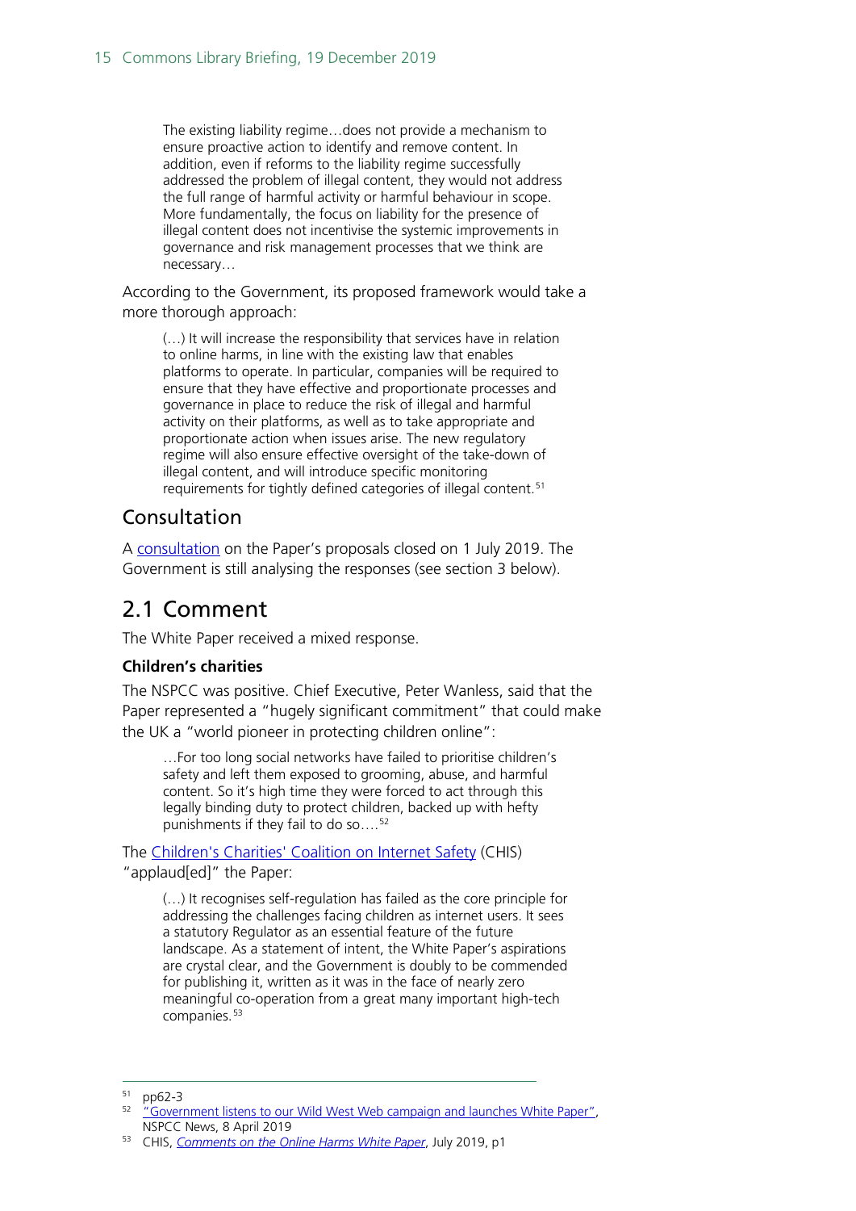> The existing liability regime…does not provide a mechanism to ensure proactive action to identify and remove content. In addition, even if reforms to the liability regime successfully addressed the problem of illegal content, they would not address the full range of harmful activity or harmful behaviour in scope. More fundamentally, the focus on liability for the presence of illegal content does not incentivise the systemic improvements in governance and risk management processes that we think are necessary…

According to the Government, its proposed framework would take a more thorough approach:

> (…) It will increase the responsibility that services have in relation to online harms, in line with the existing law that enables platforms to operate. In particular, companies will be required to ensure that they have effective and proportionate processes and governance in place to reduce the risk of illegal and harmful activity on their platforms, as well as to take appropriate and proportionate action when issues arise. The new regulatory regime will also ensure effective oversight of the take-down of illegal content, and will introduce specific monitoring requirements for tightly defined categories of illegal content.[51]

## Consultation

A consultation on the Paper's proposals closed on 1 July 2019. The Government is still analysing the responses (see section 3 below).

# 2.1 Comment

The White Paper received a mixed response.

**Children's charities**

The NSPCC was positive. Chief Executive, Peter Wanless, said that the Paper represented a "hugely significant commitment" that could make the UK a "world pioneer in protecting children online":

> …For too long social networks have failed to prioritise children's safety and left them exposed to grooming, abuse, and harmful content. So it's high time they were forced to act through this legally binding duty to protect children, backed up with hefty punishments if they fail to do so….[52]

The Children's Charities' Coalition on Internet Safety (CHIS) "applaud[ed]" the Paper:

> (…) It recognises self-regulation has failed as the core principle for addressing the challenges facing children as internet users. It sees a statutory Regulator as an essential feature of the future landscape. As a statement of intent, the White Paper's aspirations are crystal clear, and the Government is doubly to be commended for publishing it, written as it was in the face of nearly zero meaningful co-operation from a great many important high-tech companies.[53]

---

[51] pp62-3

[52] "Government listens to our Wild West Web campaign and launches White Paper", NSPCC News, 8 April 2019

[53] CHIS, *Comments on the Online Harms White Paper*, July 2019, p1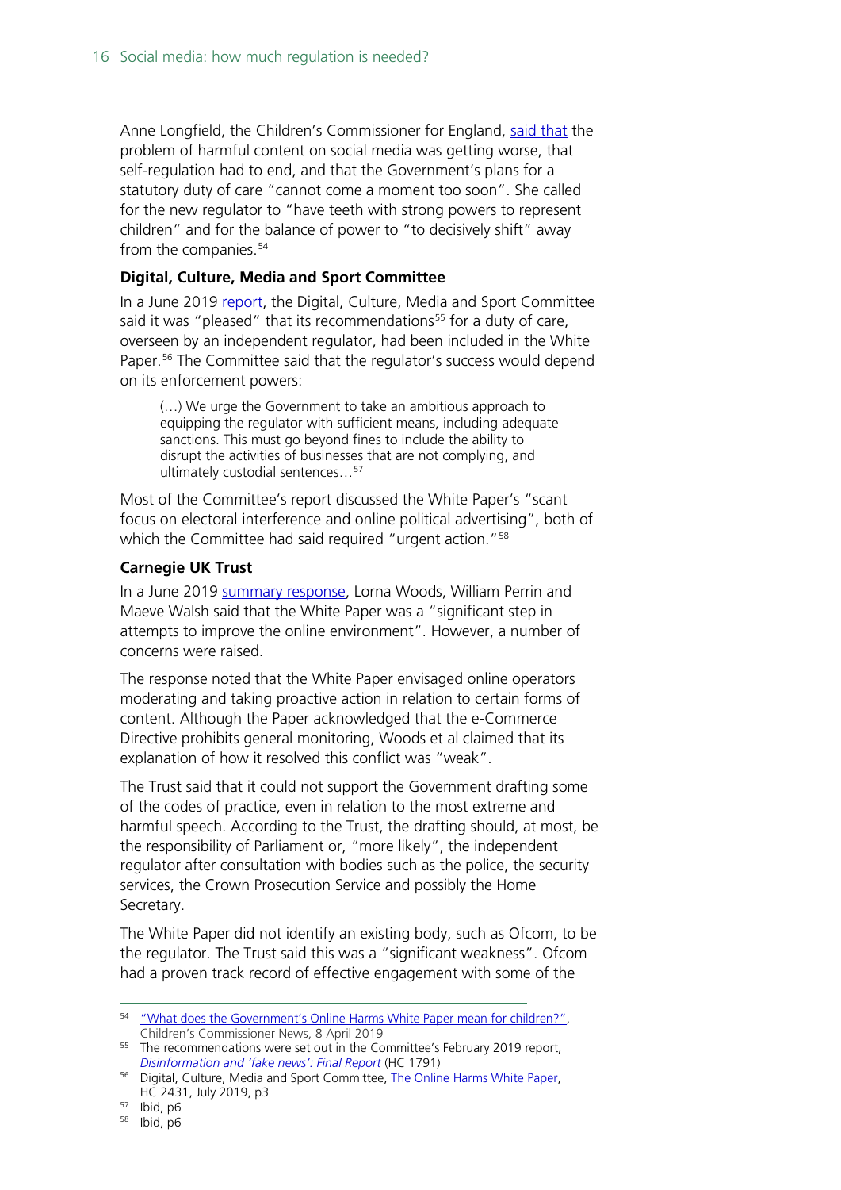Anne Longfield, the Children's Commissioner for England, said that the problem of harmful content on social media was getting worse, that self-regulation had to end, and that the Government's plans for a statutory duty of care "cannot come a moment too soon". She called for the new regulator to "have teeth with strong powers to represent children" and for the balance of power to "to decisively shift" away from the companies.[54]

### Digital, Culture, Media and Sport Committee

In a June 2019 report, the Digital, Culture, Media and Sport Committee said it was "pleased" that its recommendations[55] for a duty of care, overseen by an independent regulator, had been included in the White Paper.[56] The Committee said that the regulator's success would depend on its enforcement powers:

> (…) We urge the Government to take an ambitious approach to equipping the regulator with sufficient means, including adequate sanctions. This must go beyond fines to include the ability to disrupt the activities of businesses that are not complying, and ultimately custodial sentences…[57]

Most of the Committee's report discussed the White Paper's "scant focus on electoral interference and online political advertising", both of which the Committee had said required "urgent action."[58]

### Carnegie UK Trust

In a June 2019 summary response, Lorna Woods, William Perrin and Maeve Walsh said that the White Paper was a "significant step in attempts to improve the online environment". However, a number of concerns were raised.

The response noted that the White Paper envisaged online operators moderating and taking proactive action in relation to certain forms of content. Although the Paper acknowledged that the e-Commerce Directive prohibits general monitoring, Woods et al claimed that its explanation of how it resolved this conflict was "weak".

The Trust said that it could not support the Government drafting some of the codes of practice, even in relation to the most extreme and harmful speech. According to the Trust, the drafting should, at most, be the responsibility of Parliament or, "more likely", the independent regulator after consultation with bodies such as the police, the security services, the Crown Prosecution Service and possibly the Home Secretary.

The White Paper did not identify an existing body, such as Ofcom, to be the regulator. The Trust said this was a "significant weakness". Ofcom had a proven track record of effective engagement with some of the

---

[54] "What does the Government's Online Harms White Paper mean for children?", Children's Commissioner News, 8 April 2019

[55] The recommendations were set out in the Committee's February 2019 report, *Disinformation and 'fake news': Final Report* (HC 1791)

[56] Digital, Culture, Media and Sport Committee, The Online Harms White Paper, HC 2431, July 2019, p3

[57] Ibid, p6

[58] Ibid, p6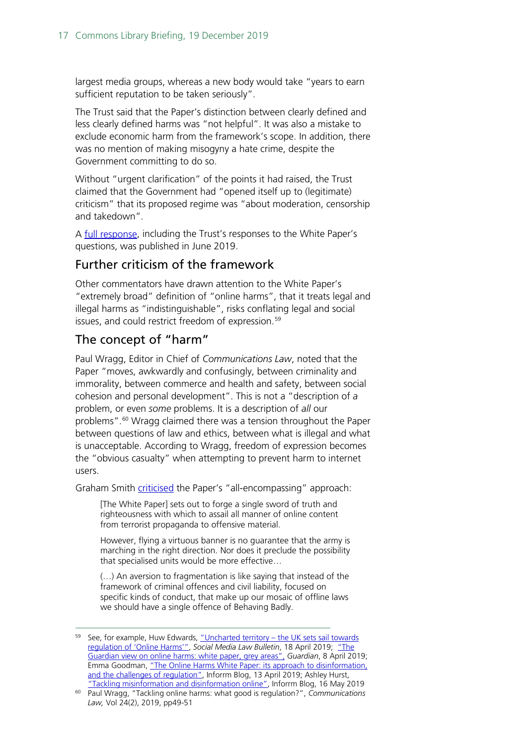largest media groups, whereas a new body would take "years to earn sufficient reputation to be taken seriously".

The Trust said that the Paper's distinction between clearly defined and less clearly defined harms was "not helpful". It was also a mistake to exclude economic harm from the framework's scope. In addition, there was no mention of making misogyny a hate crime, despite the Government committing to do so.

Without "urgent clarification" of the points it had raised, the Trust claimed that the Government had "opened itself up to (legitimate) criticism" that its proposed regime was "about moderation, censorship and takedown".

A full response, including the Trust's responses to the White Paper's questions, was published in June 2019.

## Further criticism of the framework

Other commentators have drawn attention to the White Paper's "extremely broad" definition of "online harms", that it treats legal and illegal harms as "indistinguishable", risks conflating legal and social issues, and could restrict freedom of expression.[59]

## The concept of "harm"

Paul Wragg, Editor in Chief of *Communications Law*, noted that the Paper "moves, awkwardly and confusingly, between criminality and immorality, between commerce and health and safety, between social cohesion and personal development". This is not a "description of *a* problem, or even *some* problems. It is a description of *all* our problems".[60] Wragg claimed there was a tension throughout the Paper between questions of law and ethics, between what is illegal and what is unacceptable. According to Wragg, freedom of expression becomes the "obvious casualty" when attempting to prevent harm to internet users.

Graham Smith criticised the Paper's "all-encompassing" approach:

> [The White Paper] sets out to forge a single sword of truth and righteousness with which to assail all manner of online content from terrorist propaganda to offensive material.
>
> However, flying a virtuous banner is no guarantee that the army is marching in the right direction. Nor does it preclude the possibility that specialised units would be more effective…
>
> (…) An aversion to fragmentation is like saying that instead of the framework of criminal offences and civil liability, focused on specific kinds of conduct, that make up our mosaic of offline laws we should have a single offence of Behaving Badly.

---

[59] See, for example, Huw Edwards, "Uncharted territory – the UK sets sail towards regulation of 'Online Harms'", *Social Media Law Bulletin*, 18 April 2019; "The Guardian view on online harms: white paper, grey areas", *Guardian*, 8 April 2019; Emma Goodman, "The Online Harms White Paper: its approach to disinformation, and the challenges of regulation", Inforrm Blog, 13 April 2019; Ashley Hurst, "Tackling misinformation and disinformation online", Inforrm Blog, 16 May 2019

[60] Paul Wragg, "Tackling online harms: what good is regulation?", *Communications Law,* Vol 24(2), 2019, pp49-51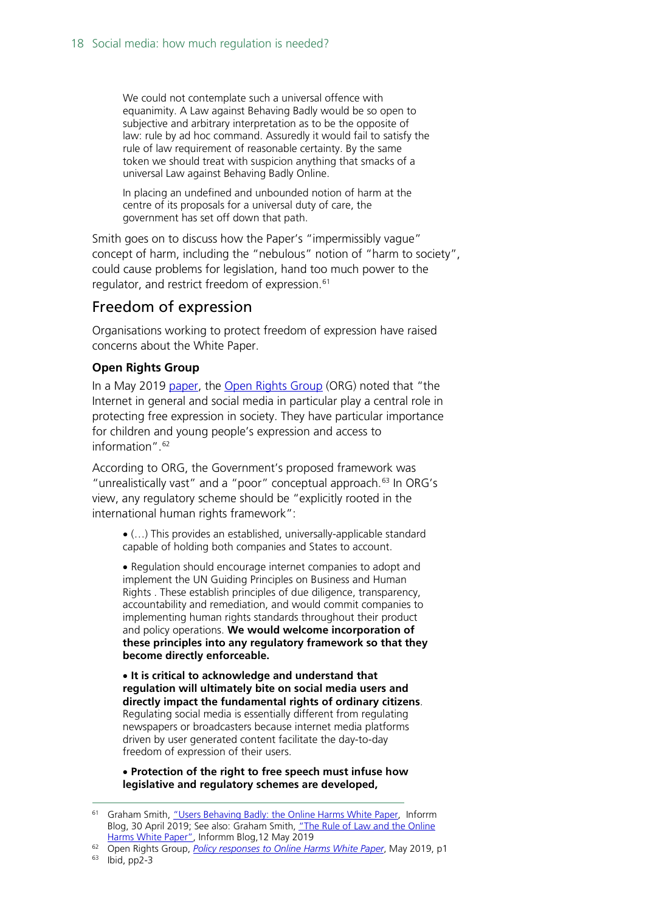> We could not contemplate such a universal offence with equanimity. A Law against Behaving Badly would be so open to subjective and arbitrary interpretation as to be the opposite of law: rule by ad hoc command. Assuredly it would fail to satisfy the rule of law requirement of reasonable certainty. By the same token we should treat with suspicion anything that smacks of a universal Law against Behaving Badly Online.
>
> In placing an undefined and unbounded notion of harm at the centre of its proposals for a universal duty of care, the government has set off down that path.

Smith goes on to discuss how the Paper's "impermissibly vague" concept of harm, including the "nebulous" notion of "harm to society", could cause problems for legislation, hand too much power to the regulator, and restrict freedom of expression.[61]

## Freedom of expression

Organisations working to protect freedom of expression have raised concerns about the White Paper.

### Open Rights Group

In a May 2019 paper, the Open Rights Group (ORG) noted that "the Internet in general and social media in particular play a central role in protecting free expression in society. They have particular importance for children and young people's expression and access to information".[62]

According to ORG, the Government's proposed framework was "unrealistically vast" and a "poor" conceptual approach.[63] In ORG's view, any regulatory scheme should be "explicitly rooted in the international human rights framework":

> • (…) This provides an established, universally-applicable standard capable of holding both companies and States to account.
>
> • Regulation should encourage internet companies to adopt and implement the UN Guiding Principles on Business and Human Rights . These establish principles of due diligence, transparency, accountability and remediation, and would commit companies to implementing human rights standards throughout their product and policy operations. **We would welcome incorporation of these principles into any regulatory framework so that they become directly enforceable.**
>
> • **It is critical to acknowledge and understand that regulation will ultimately bite on social media users and directly impact the fundamental rights of ordinary citizens**. Regulating social media is essentially different from regulating newspapers or broadcasters because internet media platforms driven by user generated content facilitate the day-to-day freedom of expression of their users.
>
> • **Protection of the right to free speech must infuse how legislative and regulatory schemes are developed,**

---

[61] Graham Smith, "Users Behaving Badly: the Online Harms White Paper", Inforrm Blog, 30 April 2019; See also: Graham Smith, "The Rule of Law and the Online Harms White Paper", Inforrm Blog,12 May 2019

[62] Open Rights Group, *Policy responses to Online Harms White Paper*, May 2019, p1

[63] Ibid, pp2-3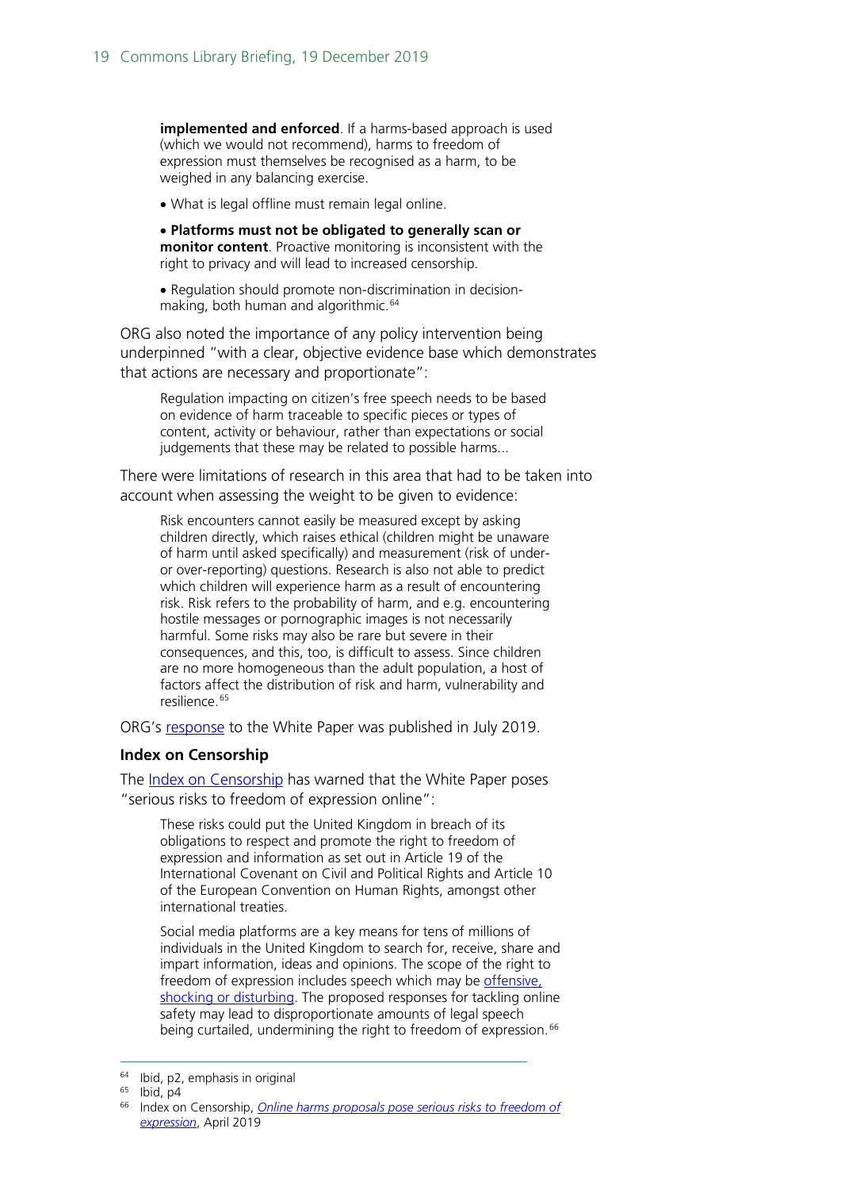**implemented and enforced**. If a harms-based approach is used (which we would not recommend), harms to freedom of expression must themselves be recognised as a harm, to be weighed in any balancing exercise.

> • What is legal offline must remain legal online.
>
> • **Platforms must not be obligated to generally scan or monitor content**. Proactive monitoring is inconsistent with the right to privacy and will lead to increased censorship.
>
> • Regulation should promote non-discrimination in decision-making, both human and algorithmic.[64]

ORG also noted the importance of any policy intervention being underpinned "with a clear, objective evidence base which demonstrates that actions are necessary and proportionate":

> Regulation impacting on citizen's free speech needs to be based on evidence of harm traceable to specific pieces or types of content, activity or behaviour, rather than expectations or social judgements that these may be related to possible harms...

There were limitations of research in this area that had to be taken into account when assessing the weight to be given to evidence:

> Risk encounters cannot easily be measured except by asking children directly, which raises ethical (children might be unaware of harm until asked specifically) and measurement (risk of under- or over-reporting) questions. Research is also not able to predict which children will experience harm as a result of encountering risk. Risk refers to the probability of harm, and e.g. encountering hostile messages or pornographic images is not necessarily harmful. Some risks may also be rare but severe in their consequences, and this, too, is difficult to assess. Since children are no more homogeneous than the adult population, a host of factors affect the distribution of risk and harm, vulnerability and resilience.[65]

ORG's response to the White Paper was published in July 2019.

### Index on Censorship

The Index on Censorship has warned that the White Paper poses "serious risks to freedom of expression online":

> These risks could put the United Kingdom in breach of its obligations to respect and promote the right to freedom of expression and information as set out in Article 19 of the International Covenant on Civil and Political Rights and Article 10 of the European Convention on Human Rights, amongst other international treaties.
>
> Social media platforms are a key means for tens of millions of individuals in the United Kingdom to search for, receive, share and impart information, ideas and opinions. The scope of the right to freedom of expression includes speech which may be offensive, shocking or disturbing. The proposed responses for tackling online safety may lead to disproportionate amounts of legal speech being curtailed, undermining the right to freedom of expression.[66]

---

[64] Ibid, p2, emphasis in original

[65] Ibid, p4

[66] Index on Censorship, *Online harms proposals pose serious risks to freedom of expression*, April 2019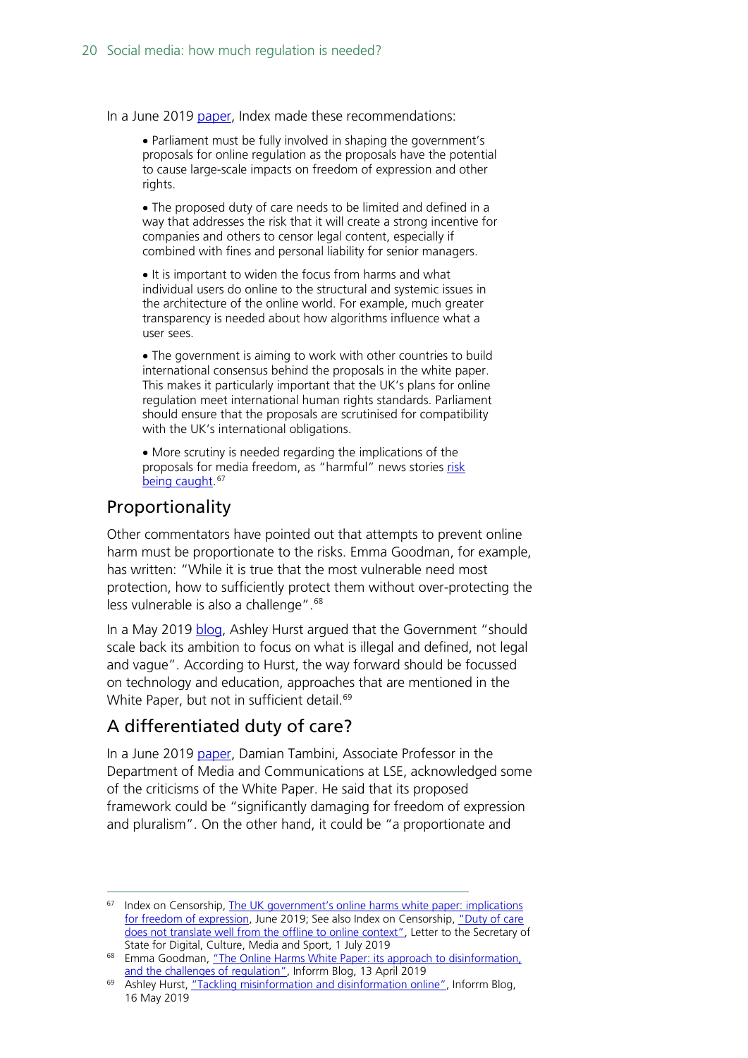In a June 2019 paper, Index made these recommendations:

- Parliament must be fully involved in shaping the government's proposals for online regulation as the proposals have the potential to cause large-scale impacts on freedom of expression and other rights.

- The proposed duty of care needs to be limited and defined in a way that addresses the risk that it will create a strong incentive for companies and others to censor legal content, especially if combined with fines and personal liability for senior managers.

- It is important to widen the focus from harms and what individual users do online to the structural and systemic issues in the architecture of the online world. For example, much greater transparency is needed about how algorithms influence what a user sees.

- The government is aiming to work with other countries to build international consensus behind the proposals in the white paper. This makes it particularly important that the UK's plans for online regulation meet international human rights standards. Parliament should ensure that the proposals are scrutinised for compatibility with the UK's international obligations.

- More scrutiny is needed regarding the implications of the proposals for media freedom, as "harmful" news stories risk being caught.[67]

## Proportionality

Other commentators have pointed out that attempts to prevent online harm must be proportionate to the risks. Emma Goodman, for example, has written: "While it is true that the most vulnerable need most protection, how to sufficiently protect them without over-protecting the less vulnerable is also a challenge".[68]

In a May 2019 blog, Ashley Hurst argued that the Government "should scale back its ambition to focus on what is illegal and defined, not legal and vague". According to Hurst, the way forward should be focussed on technology and education, approaches that are mentioned in the White Paper, but not in sufficient detail.[69]

## A differentiated duty of care?

In a June 2019 paper, Damian Tambini, Associate Professor in the Department of Media and Communications at LSE, acknowledged some of the criticisms of the White Paper. He said that its proposed framework could be "significantly damaging for freedom of expression and pluralism". On the other hand, it could be "a proportionate and

---

[67] Index on Censorship, The UK government's online harms white paper: implications for freedom of expression, June 2019; See also Index on Censorship, "Duty of care does not translate well from the offline to online context", Letter to the Secretary of State for Digital, Culture, Media and Sport, 1 July 2019

[68] Emma Goodman, "The Online Harms White Paper: its approach to disinformation, and the challenges of regulation", Inforrm Blog, 13 April 2019

[69] Ashley Hurst, "Tackling misinformation and disinformation online", Inforrm Blog, 16 May 2019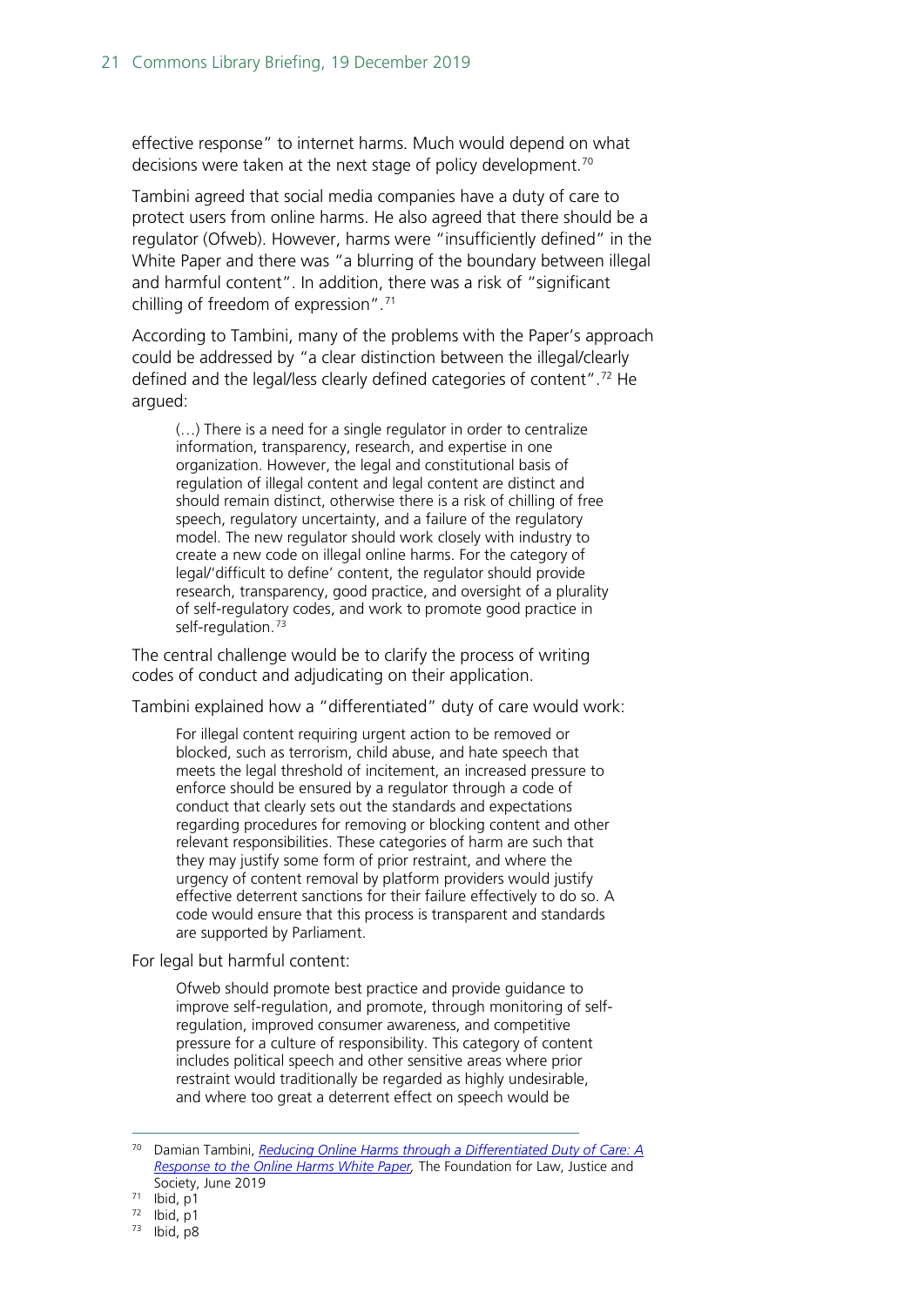effective response" to internet harms. Much would depend on what decisions were taken at the next stage of policy development.[70]

Tambini agreed that social media companies have a duty of care to protect users from online harms. He also agreed that there should be a regulator (Ofweb). However, harms were "insufficiently defined" in the White Paper and there was "a blurring of the boundary between illegal and harmful content". In addition, there was a risk of "significant chilling of freedom of expression".[71]

According to Tambini, many of the problems with the Paper's approach could be addressed by "a clear distinction between the illegal/clearly defined and the legal/less clearly defined categories of content".[72] He argued:

> (…) There is a need for a single regulator in order to centralize information, transparency, research, and expertise in one organization. However, the legal and constitutional basis of regulation of illegal content and legal content are distinct and should remain distinct, otherwise there is a risk of chilling of free speech, regulatory uncertainty, and a failure of the regulatory model. The new regulator should work closely with industry to create a new code on illegal online harms. For the category of legal/'difficult to define' content, the regulator should provide research, transparency, good practice, and oversight of a plurality of self-regulatory codes, and work to promote good practice in self-regulation.[73]

The central challenge would be to clarify the process of writing codes of conduct and adjudicating on their application.

Tambini explained how a "differentiated" duty of care would work:

> For illegal content requiring urgent action to be removed or blocked, such as terrorism, child abuse, and hate speech that meets the legal threshold of incitement, an increased pressure to enforce should be ensured by a regulator through a code of conduct that clearly sets out the standards and expectations regarding procedures for removing or blocking content and other relevant responsibilities. These categories of harm are such that they may justify some form of prior restraint, and where the urgency of content removal by platform providers would justify effective deterrent sanctions for their failure effectively to do so. A code would ensure that this process is transparent and standards are supported by Parliament.

For legal but harmful content:

> Ofweb should promote best practice and provide guidance to improve self-regulation, and promote, through monitoring of self-regulation, improved consumer awareness, and competitive pressure for a culture of responsibility. This category of content includes political speech and other sensitive areas where prior restraint would traditionally be regarded as highly undesirable, and where too great a deterrent effect on speech would be

---

[70] Damian Tambini, *Reducing Online Harms through a Differentiated Duty of Care: A Response to the Online Harms White Paper,* The Foundation for Law, Justice and Society, June 2019

[71] Ibid, p1

[72] Ibid, p1

[73] Ibid, p8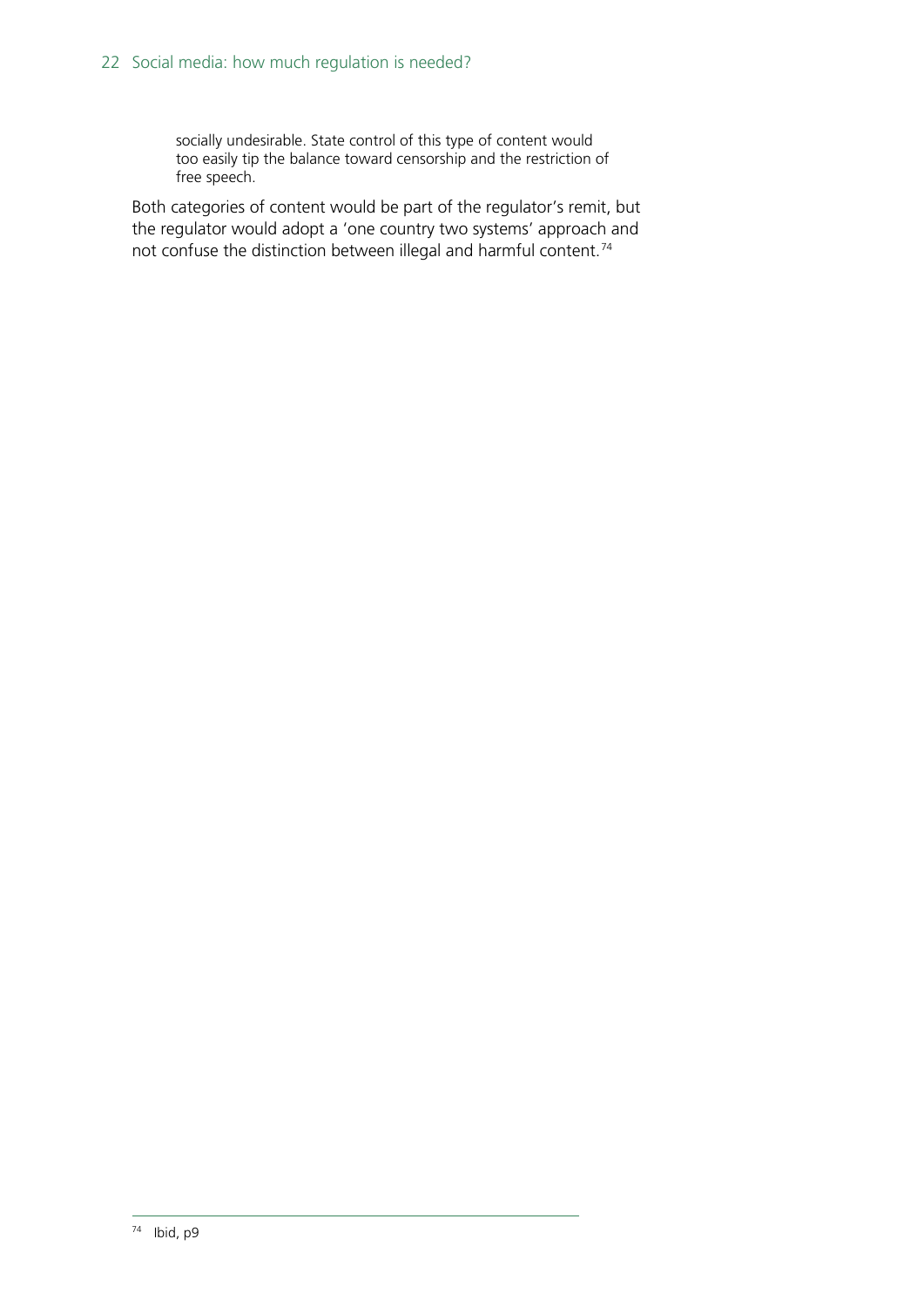> socially undesirable. State control of this type of content would too easily tip the balance toward censorship and the restriction of free speech.

Both categories of content would be part of the regulator's remit, but the regulator would adopt a 'one country two systems' approach and not confuse the distinction between illegal and harmful content.[74]

---

[74] Ibid, p9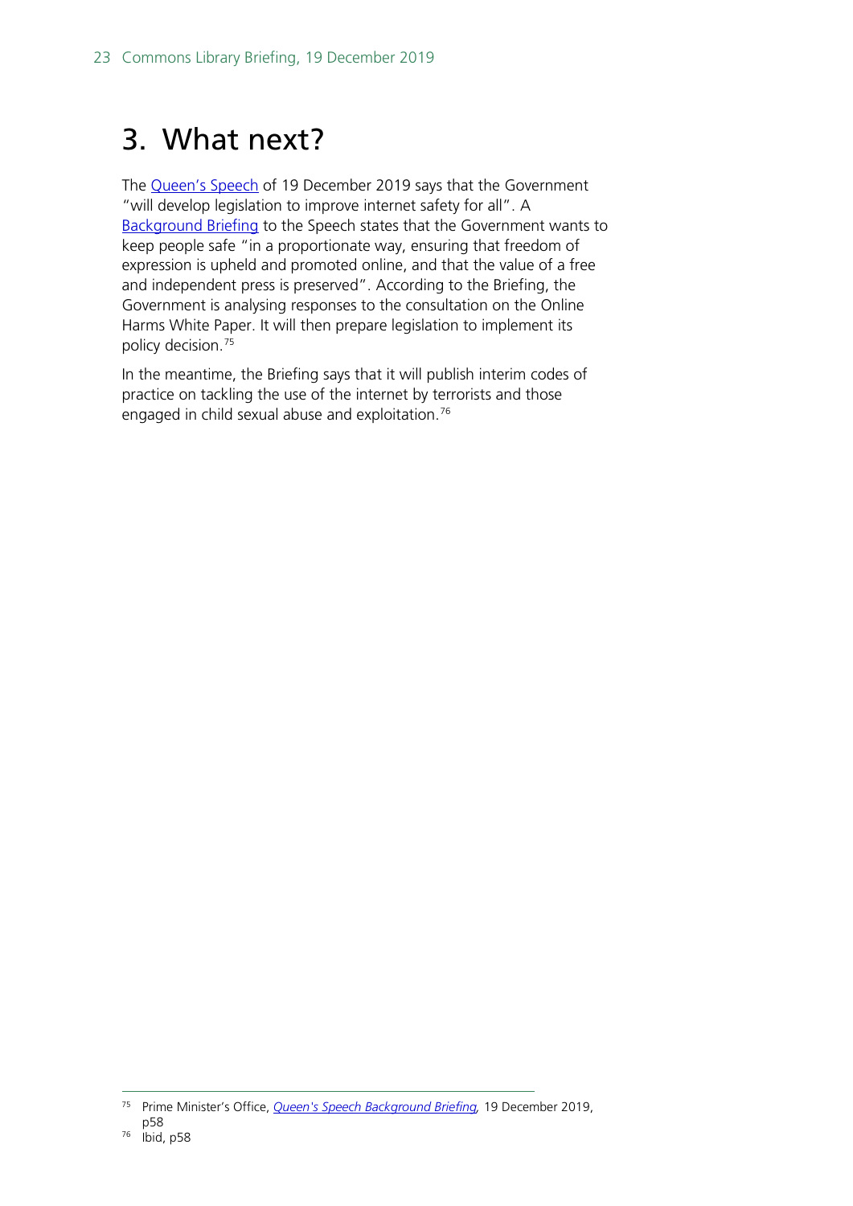# 3. What next?

The Queen's Speech of 19 December 2019 says that the Government "will develop legislation to improve internet safety for all". A Background Briefing to the Speech states that the Government wants to keep people safe "in a proportionate way, ensuring that freedom of expression is upheld and promoted online, and that the value of a free and independent press is preserved". According to the Briefing, the Government is analysing responses to the consultation on the Online Harms White Paper. It will then prepare legislation to implement its policy decision.[75]

In the meantime, the Briefing says that it will publish interim codes of practice on tackling the use of the internet by terrorists and those engaged in child sexual abuse and exploitation.[76]

---

[75] Prime Minister's Office, *Queen's Speech Background Briefing*, 19 December 2019, p58

[76] Ibid, p58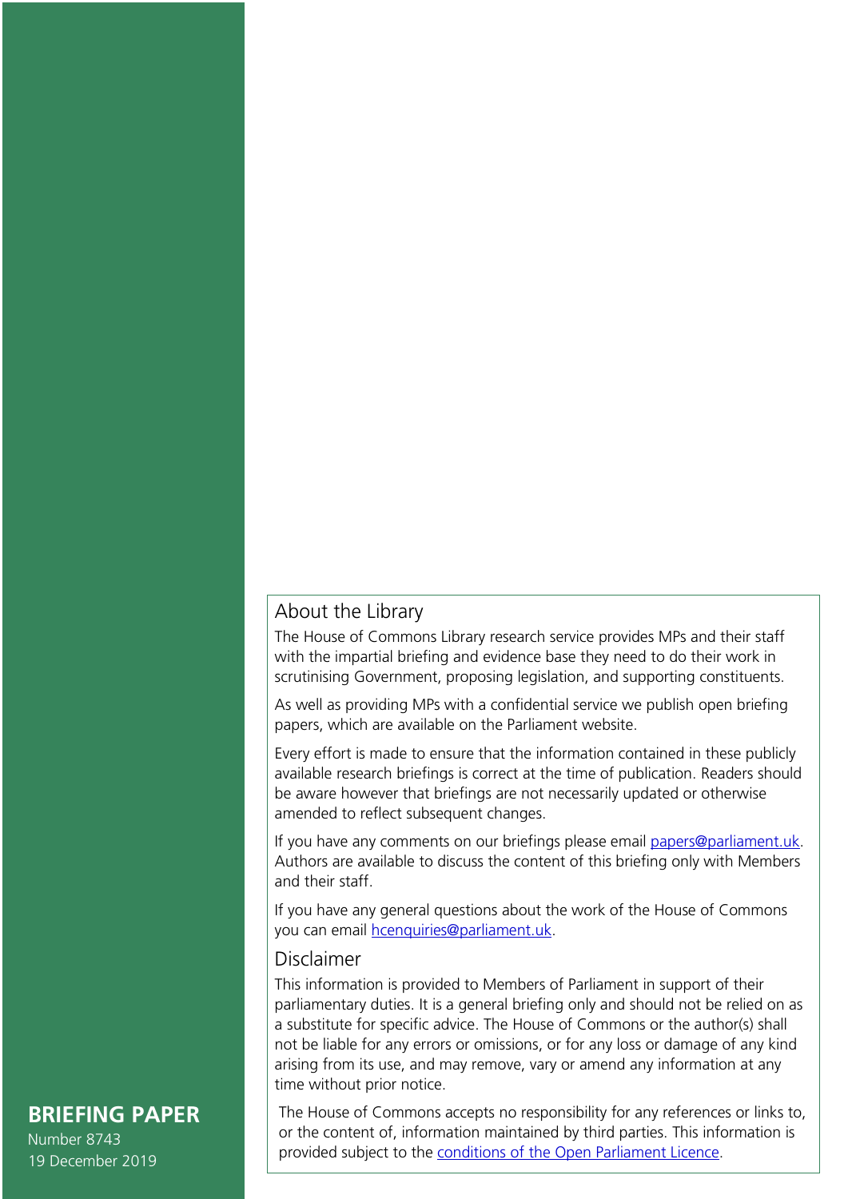## About the Library

The House of Commons Library research service provides MPs and their staff with the impartial briefing and evidence base they need to do their work in scrutinising Government, proposing legislation, and supporting constituents.

As well as providing MPs with a confidential service we publish open briefing papers, which are available on the Parliament website.

Every effort is made to ensure that the information contained in these publicly available research briefings is correct at the time of publication. Readers should be aware however that briefings are not necessarily updated or otherwise amended to reflect subsequent changes.

If you have any comments on our briefings please email papers@parliament.uk. Authors are available to discuss the content of this briefing only with Members and their staff.

If you have any general questions about the work of the House of Commons you can email hcenquiries@parliament.uk.

## Disclaimer

This information is provided to Members of Parliament in support of their parliamentary duties. It is a general briefing only and should not be relied on as a substitute for specific advice. The House of Commons or the author(s) shall not be liable for any errors or omissions, or for any loss or damage of any kind arising from its use, and may remove, vary or amend any information at any time without prior notice.

The House of Commons accepts no responsibility for any references or links to, or the content of, information maintained by third parties. This information is provided subject to the conditions of the Open Parliament Licence.

**BRIEFING PAPER**

Number 8743

19 December 2019